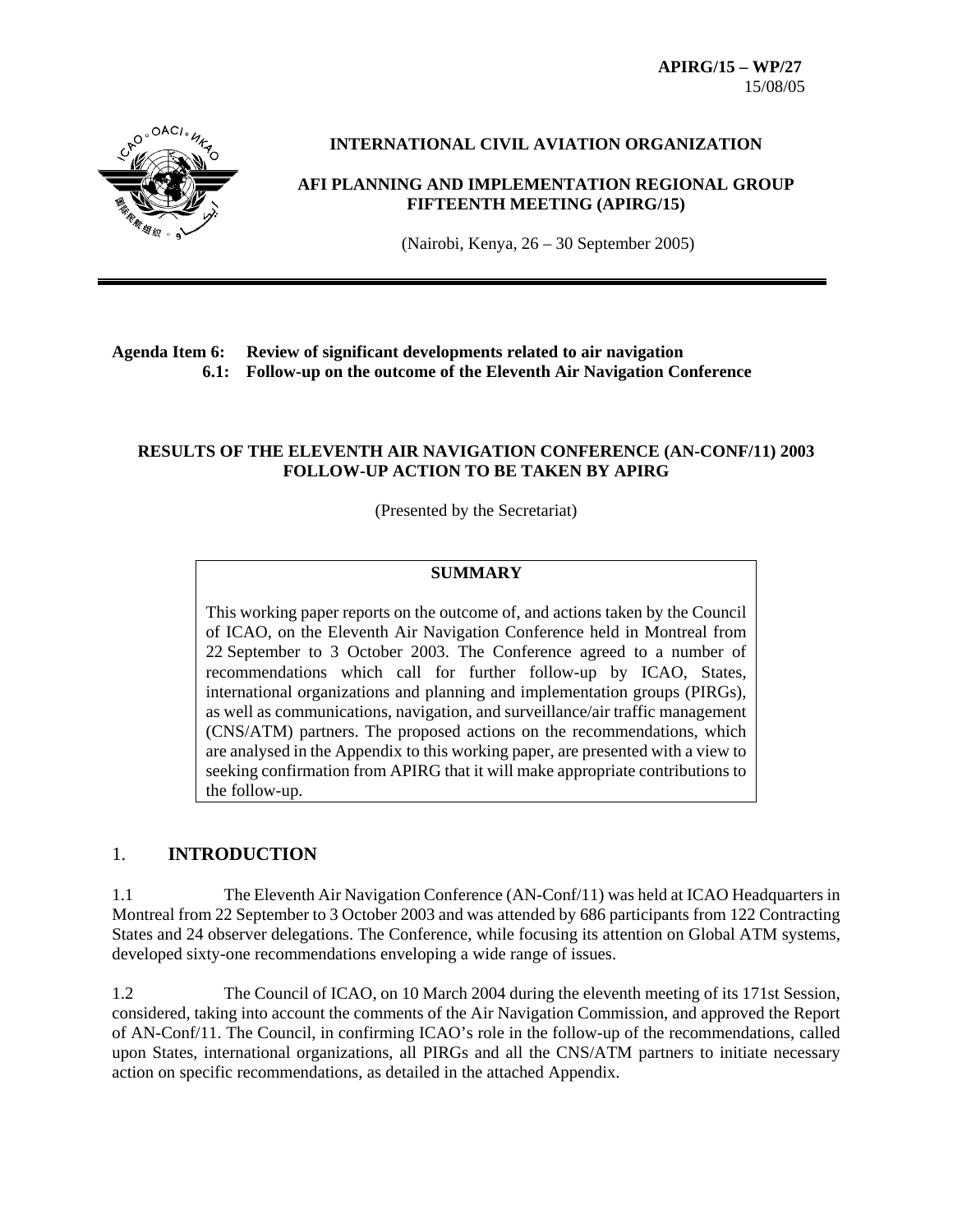**APIRG/15 – WP/27**
15/08/05

**INTERNATIONAL CIVIL AVIATION ORGANIZATION**

**AFI PLANNING AND IMPLEMENTATION REGIONAL GROUP FIFTEENTH MEETING (APIRG/15)**

(Nairobi, Kenya, 26 – 30 September 2005)

---

**Agenda Item 6: Review of significant developments related to air navigation**
**6.1: Follow-up on the outcome of the Eleventh Air Navigation Conference**

## RESULTS OF THE ELEVENTH AIR NAVIGATION CONFERENCE (AN-CONF/11) 2003 FOLLOW-UP ACTION TO BE TAKEN BY APIRG

(Presented by the Secretariat)

| **SUMMARY** |
|---|
| This working paper reports on the outcome of, and actions taken by the Council of ICAO, on the Eleventh Air Navigation Conference held in Montreal from 22 September to 3 October 2003. The Conference agreed to a number of recommendations which call for further follow-up by ICAO, States, international organizations and planning and implementation groups (PIRGs), as well as communications, navigation, and surveillance/air traffic management (CNS/ATM) partners. The proposed actions on the recommendations, which are analysed in the Appendix to this working paper, are presented with a view to seeking confirmation from APIRG that it will make appropriate contributions to the follow-up. |

## 1. INTRODUCTION

1.1 The Eleventh Air Navigation Conference (AN-Conf/11) was held at ICAO Headquarters in Montreal from 22 September to 3 October 2003 and was attended by 686 participants from 122 Contracting States and 24 observer delegations. The Conference, while focusing its attention on Global ATM systems, developed sixty-one recommendations enveloping a wide range of issues.

1.2 The Council of ICAO, on 10 March 2004 during the eleventh meeting of its 171st Session, considered, taking into account the comments of the Air Navigation Commission, and approved the Report of AN-Conf/11. The Council, in confirming ICAO's role in the follow-up of the recommendations, called upon States, international organizations, all PIRGs and all the CNS/ATM partners to initiate necessary action on specific recommendations, as detailed in the attached Appendix.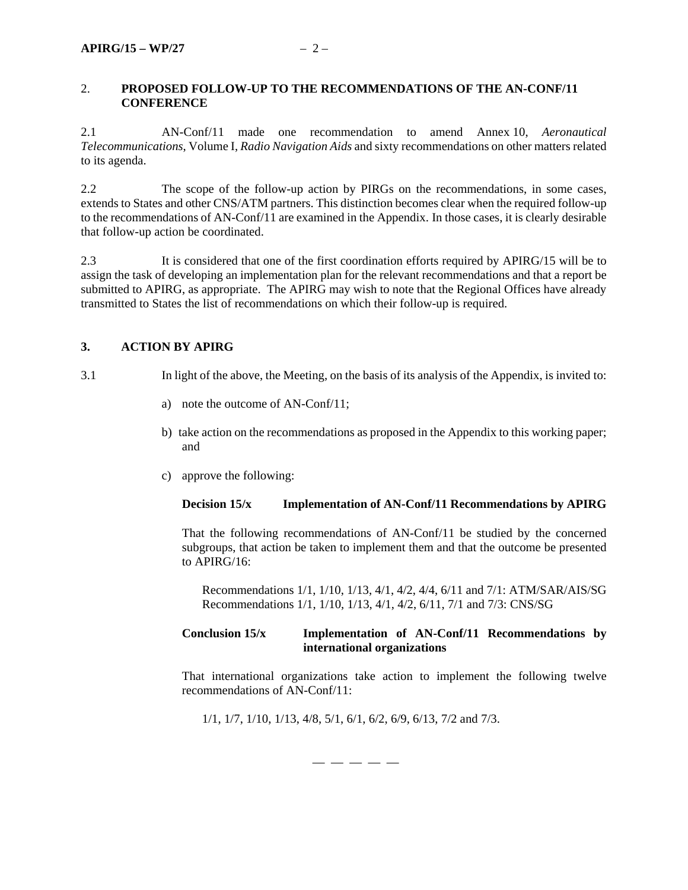## 2. PROPOSED FOLLOW-UP TO THE RECOMMENDATIONS OF THE AN-CONF/11 CONFERENCE

2.1 AN-Conf/11 made one recommendation to amend Annex 10, *Aeronautical Telecommunications*, Volume I, *Radio Navigation Aids* and sixty recommendations on other matters related to its agenda.

2.2 The scope of the follow-up action by PIRGs on the recommendations, in some cases, extends to States and other CNS/ATM partners. This distinction becomes clear when the required follow-up to the recommendations of AN-Conf/11 are examined in the Appendix. In those cases, it is clearly desirable that follow-up action be coordinated.

2.3 It is considered that one of the first coordination efforts required by APIRG/15 will be to assign the task of developing an implementation plan for the relevant recommendations and that a report be submitted to APIRG, as appropriate. The APIRG may wish to note that the Regional Offices have already transmitted to States the list of recommendations on which their follow-up is required.

## 3. ACTION BY APIRG

3.1 In light of the above, the Meeting, on the basis of its analysis of the Appendix, is invited to:

a) note the outcome of AN-Conf/11;

b) take action on the recommendations as proposed in the Appendix to this working paper; and

c) approve the following:

**Decision 15/x Implementation of AN-Conf/11 Recommendations by APIRG**

That the following recommendations of AN-Conf/11 be studied by the concerned subgroups, that action be taken to implement them and that the outcome be presented to APIRG/16:

Recommendations 1/1, 1/10, 1/13, 4/1, 4/2, 4/4, 6/11 and 7/1: ATM/SAR/AIS/SG
Recommendations 1/1, 1/10, 1/13, 4/1, 4/2, 6/11, 7/1 and 7/3: CNS/SG

**Conclusion 15/x Implementation of AN-Conf/11 Recommendations by international organizations**

That international organizations take action to implement the following twelve recommendations of AN-Conf/11:

1/1, 1/7, 1/10, 1/13, 4/8, 5/1, 6/1, 6/2, 6/9, 6/13, 7/2 and 7/3.

— — — — —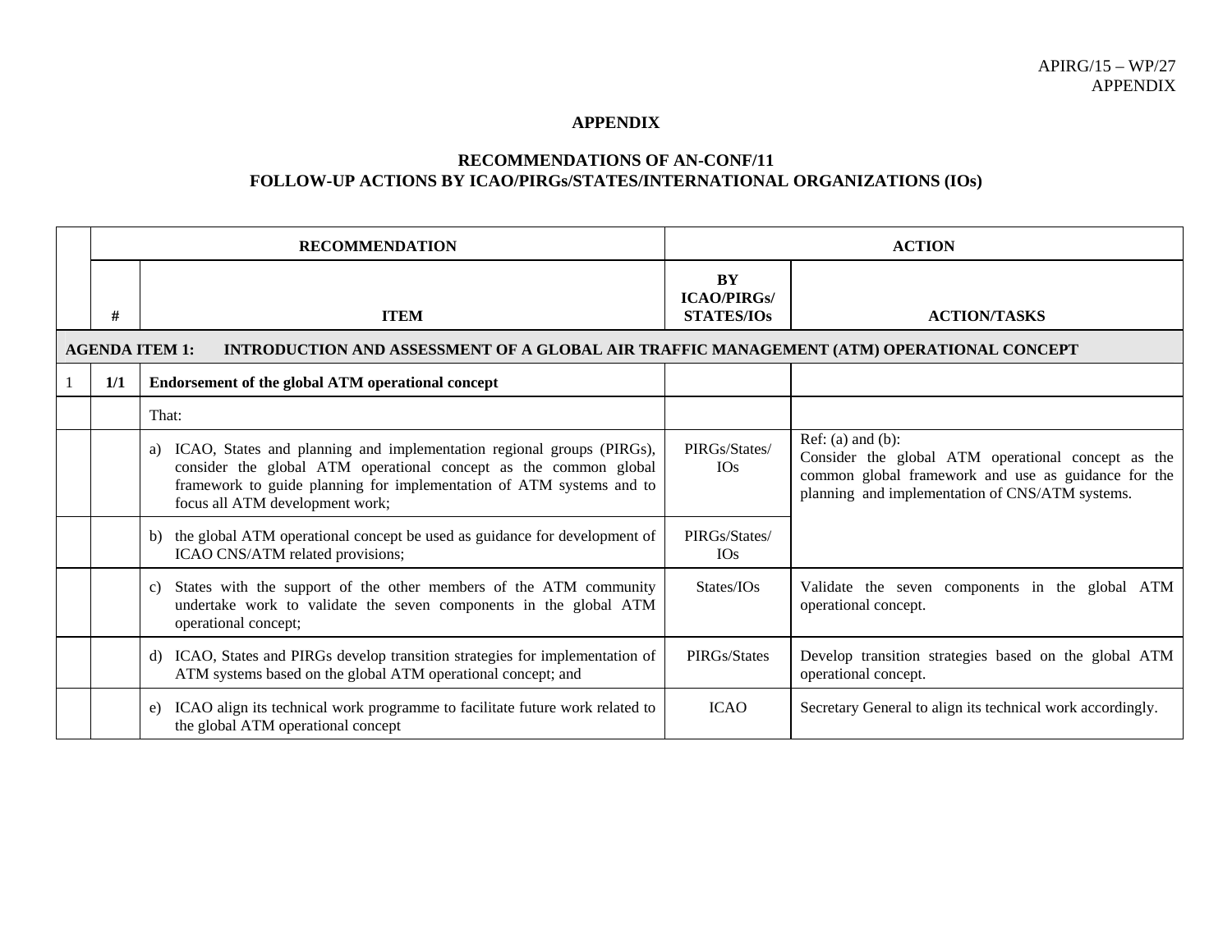APIRG/15 – WP/27
APPENDIX

## APPENDIX

## RECOMMENDATIONS OF AN-CONF/11
## FOLLOW-UP ACTIONS BY ICAO/PIRGs/STATES/INTERNATIONAL ORGANIZATIONS (IOs)

| | RECOMMENDATION | | ACTION | |
|---|---|---|---|---|
| | # | ITEM | BY ICAO/PIRGs/ STATES/IOs | ACTION/TASKS |
| **AGENDA ITEM 1: INTRODUCTION AND ASSESSMENT OF A GLOBAL AIR TRAFFIC MANAGEMENT (ATM) OPERATIONAL CONCEPT** | | | | |
| 1 | **1/1** | **Endorsement of the global ATM operational concept** | | |
| | | That: | | |
| | | a) ICAO, States and planning and implementation regional groups (PIRGs), consider the global ATM operational concept as the common global framework to guide planning for implementation of ATM systems and to focus all ATM development work; | PIRGs/States/ IOs | Ref: (a) and (b): Consider the global ATM operational concept as the common global framework and use as guidance for the planning and implementation of CNS/ATM systems. |
| | | b) the global ATM operational concept be used as guidance for development of ICAO CNS/ATM related provisions; | PIRGs/States/ IOs | |
| | | c) States with the support of the other members of the ATM community undertake work to validate the seven components in the global ATM operational concept; | States/IOs | Validate the seven components in the global ATM operational concept. |
| | | d) ICAO, States and PIRGs develop transition strategies for implementation of ATM systems based on the global ATM operational concept; and | PIRGs/States | Develop transition strategies based on the global ATM operational concept. |
| | | e) ICAO align its technical work programme to facilitate future work related to the global ATM operational concept | ICAO | Secretary General to align its technical work accordingly. |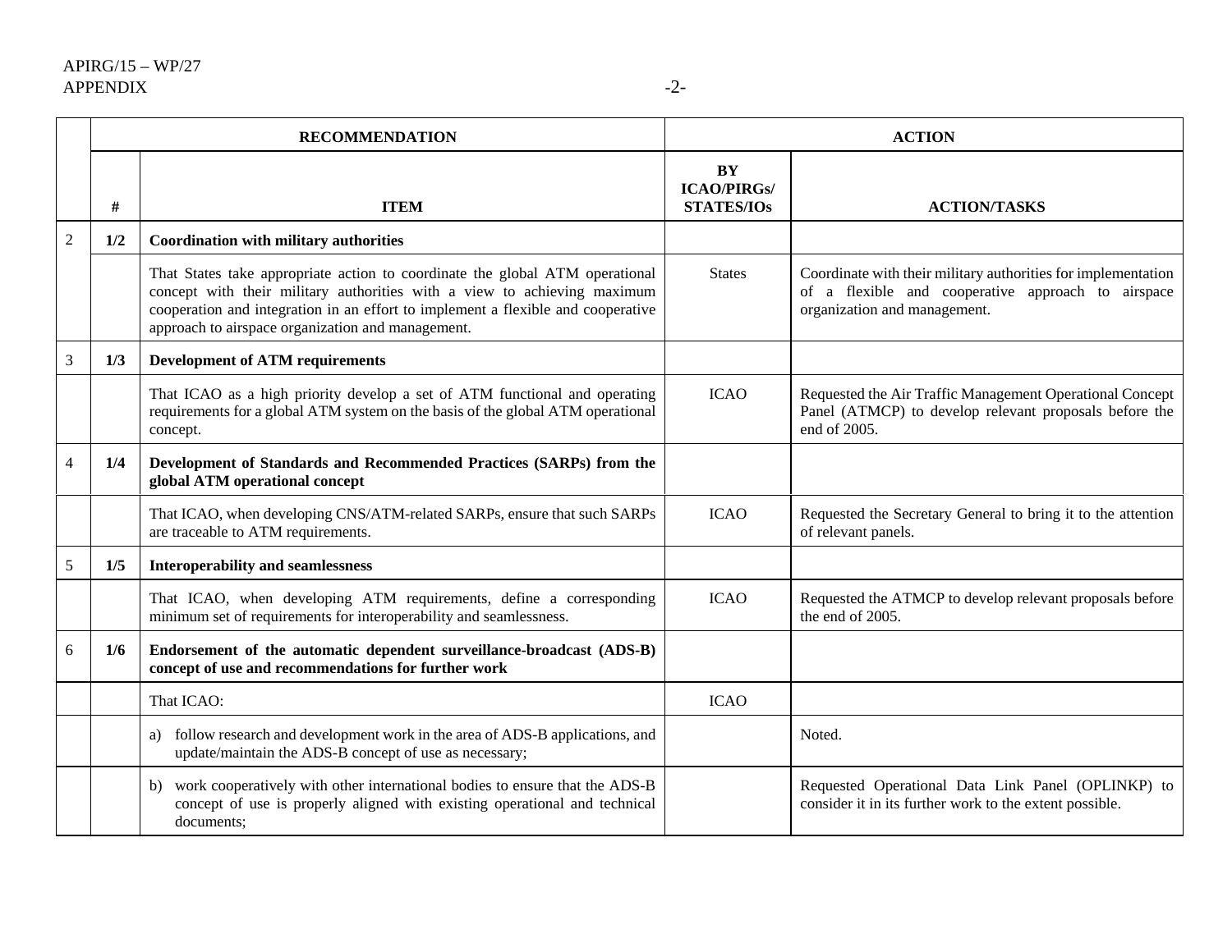| | RECOMMENDATION | | ACTION | |
|---|---|---|---|---|
| | **#** | **ITEM** | **BY ICAO/PIRGs/ STATES/IOs** | **ACTION/TASKS** |
| 2 | **1/2** | **Coordination with military authorities** | | |
| | | That States take appropriate action to coordinate the global ATM operational concept with their military authorities with a view to achieving maximum cooperation and integration in an effort to implement a flexible and cooperative approach to airspace organization and management. | States | Coordinate with their military authorities for implementation of a flexible and cooperative approach to airspace organization and management. |
| 3 | **1/3** | **Development of ATM requirements** | | |
| | | That ICAO as a high priority develop a set of ATM functional and operating requirements for a global ATM system on the basis of the global ATM operational concept. | ICAO | Requested the Air Traffic Management Operational Concept Panel (ATMCP) to develop relevant proposals before the end of 2005. |
| 4 | **1/4** | **Development of Standards and Recommended Practices (SARPs) from the global ATM operational concept** | | |
| | | That ICAO, when developing CNS/ATM-related SARPs, ensure that such SARPs are traceable to ATM requirements. | ICAO | Requested the Secretary General to bring it to the attention of relevant panels. |
| 5 | **1/5** | **Interoperability and seamlessness** | | |
| | | That ICAO, when developing ATM requirements, define a corresponding minimum set of requirements for interoperability and seamlessness. | ICAO | Requested the ATMCP to develop relevant proposals before the end of 2005. |
| 6 | **1/6** | **Endorsement of the automatic dependent surveillance-broadcast (ADS-B) concept of use and recommendations for further work** | | |
| | | That ICAO: | ICAO | |
| | | a) follow research and development work in the area of ADS-B applications, and update/maintain the ADS-B concept of use as necessary; | | Noted. |
| | | b) work cooperatively with other international bodies to ensure that the ADS-B concept of use is properly aligned with existing operational and technical documents; | | Requested Operational Data Link Panel (OPLINKP) to consider it in its further work to the extent possible. |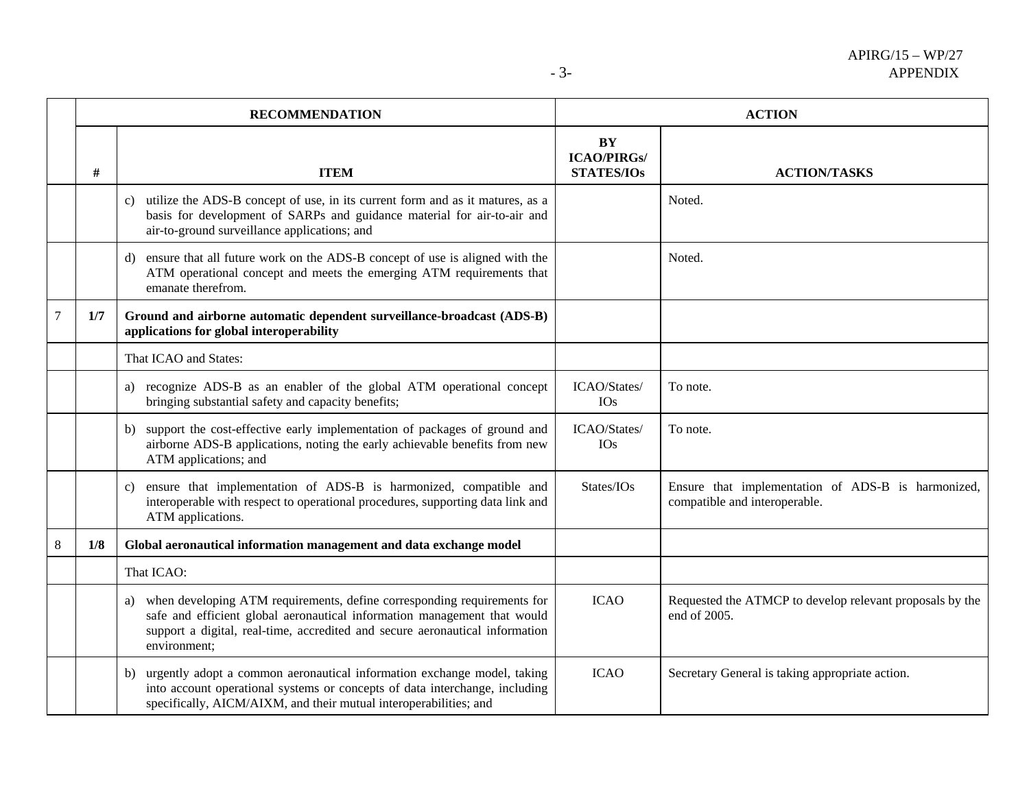| | RECOMMENDATION | | ACTION | |
|---|---|---|---|---|
| | # | ITEM | BY ICAO/PIRGs/ STATES/IOs | ACTION/TASKS |
| | | c) utilize the ADS-B concept of use, in its current form and as it matures, as a basis for development of SARPs and guidance material for air-to-air and air-to-ground surveillance applications; and | | Noted. |
| | | d) ensure that all future work on the ADS-B concept of use is aligned with the ATM operational concept and meets the emerging ATM requirements that emanate therefrom. | | Noted. |
| 7 | **1/7** | **Ground and airborne automatic dependent surveillance-broadcast (ADS-B) applications for global interoperability** | | |
| | | That ICAO and States: | | |
| | | a) recognize ADS-B as an enabler of the global ATM operational concept bringing substantial safety and capacity benefits; | ICAO/States/ IOs | To note. |
| | | b) support the cost-effective early implementation of packages of ground and airborne ADS-B applications, noting the early achievable benefits from new ATM applications; and | ICAO/States/ IOs | To note. |
| | | c) ensure that implementation of ADS-B is harmonized, compatible and interoperable with respect to operational procedures, supporting data link and ATM applications. | States/IOs | Ensure that implementation of ADS-B is harmonized, compatible and interoperable. |
| 8 | **1/8** | **Global aeronautical information management and data exchange model** | | |
| | | That ICAO: | | |
| | | a) when developing ATM requirements, define corresponding requirements for safe and efficient global aeronautical information management that would support a digital, real-time, accredited and secure aeronautical information environment; | ICAO | Requested the ATMCP to develop relevant proposals by the end of 2005. |
| | | b) urgently adopt a common aeronautical information exchange model, taking into account operational systems or concepts of data interchange, including specifically, AICM/AIXM, and their mutual interoperabilities; and | ICAO | Secretary General is taking appropriate action. |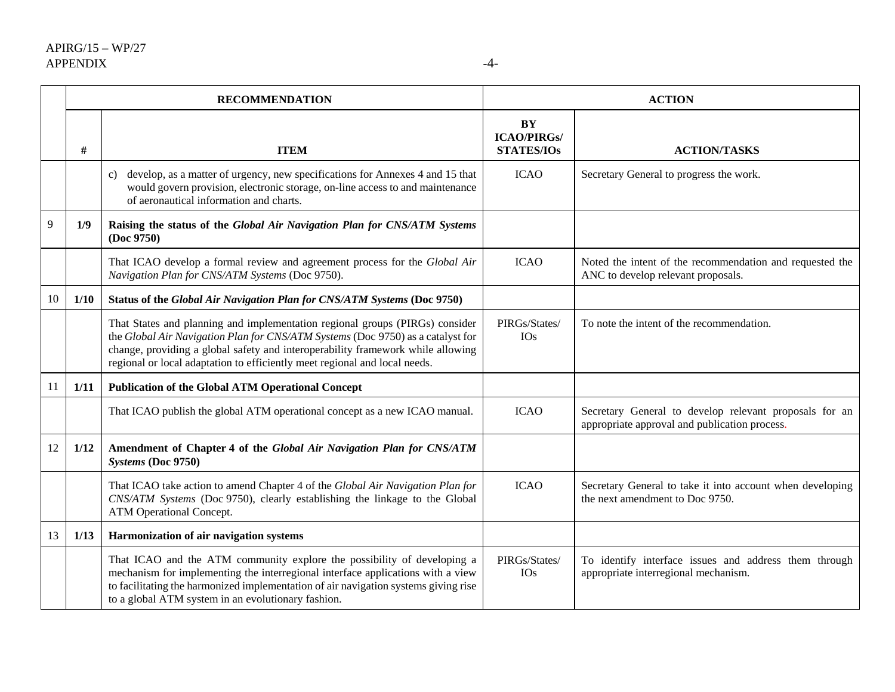| | RECOMMENDATION | | ACTION | |
|---|---|---|---|---|
| | # | ITEM | BY ICAO/PIRGs/ STATES/IOs | ACTION/TASKS |
| | | c) develop, as a matter of urgency, new specifications for Annexes 4 and 15 that would govern provision, electronic storage, on-line access to and maintenance of aeronautical information and charts. | ICAO | Secretary General to progress the work. |
| 9 | **1/9** | **Raising the status of the *Global Air Navigation Plan for CNS/ATM Systems* (Doc 9750)** | | |
| | | That ICAO develop a formal review and agreement process for the *Global Air Navigation Plan for CNS/ATM Systems* (Doc 9750). | ICAO | Noted the intent of the recommendation and requested the ANC to develop relevant proposals. |
| 10 | **1/10** | **Status of the *Global Air Navigation Plan for CNS/ATM Systems* (Doc 9750)** | | |
| | | That States and planning and implementation regional groups (PIRGs) consider the *Global Air Navigation Plan for CNS/ATM Systems* (Doc 9750) as a catalyst for change, providing a global safety and interoperability framework while allowing regional or local adaptation to efficiently meet regional and local needs. | PIRGs/States/ IOs | To note the intent of the recommendation. |
| 11 | **1/11** | **Publication of the Global ATM Operational Concept** | | |
| | | That ICAO publish the global ATM operational concept as a new ICAO manual. | ICAO | Secretary General to develop relevant proposals for an appropriate approval and publication process. |
| 12 | **1/12** | **Amendment of Chapter 4 of the *Global Air Navigation Plan for CNS/ATM Systems* (Doc 9750)** | | |
| | | That ICAO take action to amend Chapter 4 of the *Global Air Navigation Plan for CNS/ATM Systems* (Doc 9750), clearly establishing the linkage to the Global ATM Operational Concept. | ICAO | Secretary General to take it into account when developing the next amendment to Doc 9750. |
| 13 | **1/13** | **Harmonization of air navigation systems** | | |
| | | That ICAO and the ATM community explore the possibility of developing a mechanism for implementing the interregional interface applications with a view to facilitating the harmonized implementation of air navigation systems giving rise to a global ATM system in an evolutionary fashion. | PIRGs/States/ IOs | To identify interface issues and address them through appropriate interregional mechanism. |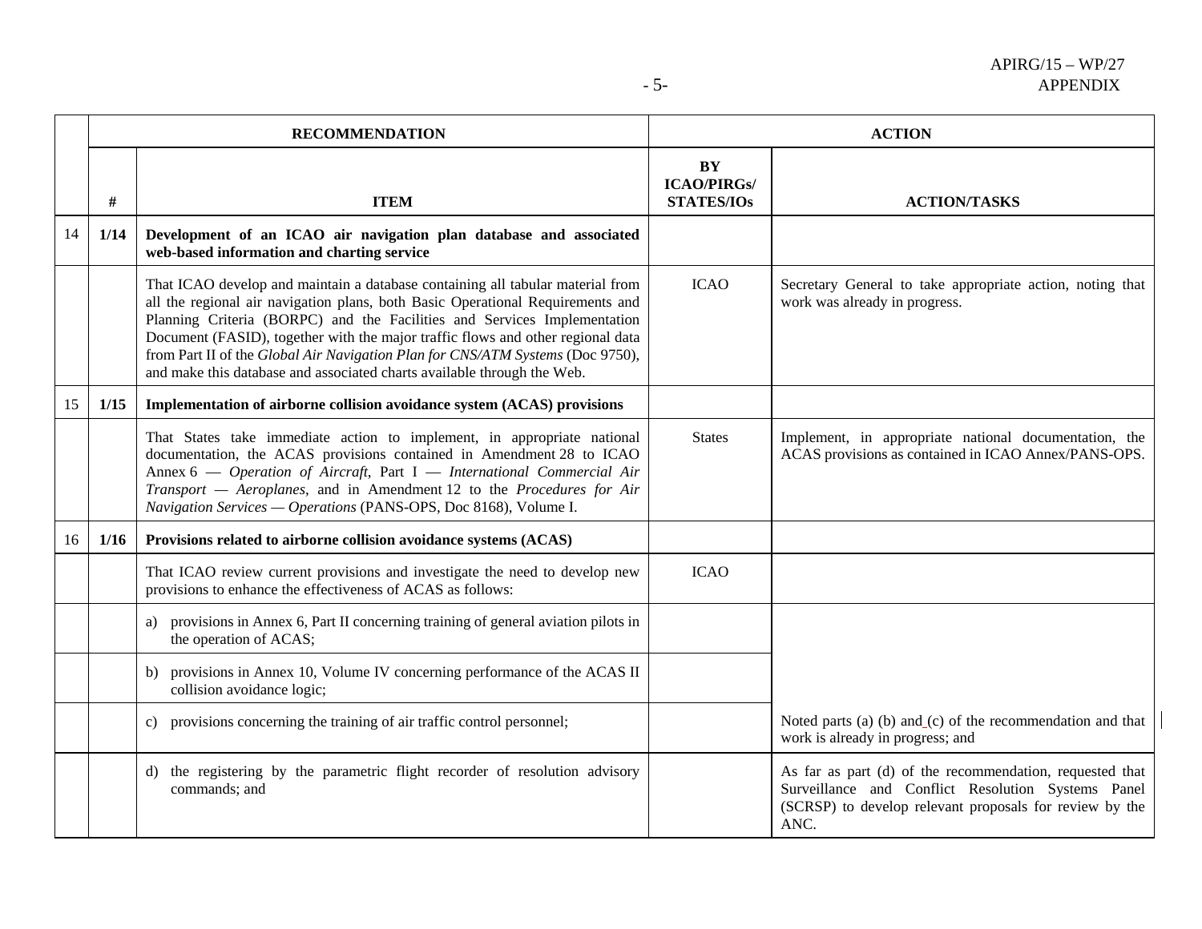| | RECOMMENDATION | | ACTION | |
|---|---|---|---|---|
| | **#** | **ITEM** | **BY ICAO/PIRGs/ STATES/IOs** | **ACTION/TASKS** |
| 14 | **1/14** | **Development of an ICAO air navigation plan database and associated web-based information and charting service** | | |
| | | That ICAO develop and maintain a database containing all tabular material from all the regional air navigation plans, both Basic Operational Requirements and Planning Criteria (BORPC) and the Facilities and Services Implementation Document (FASID), together with the major traffic flows and other regional data from Part II of the *Global Air Navigation Plan for CNS/ATM Systems* (Doc 9750), and make this database and associated charts available through the Web. | ICAO | Secretary General to take appropriate action, noting that work was already in progress. |
| 15 | **1/15** | **Implementation of airborne collision avoidance system (ACAS) provisions** | | |
| | | That States take immediate action to implement, in appropriate national documentation, the ACAS provisions contained in Amendment 28 to ICAO Annex 6 — *Operation of Aircraft*, Part I — *International Commercial Air Transport — Aeroplanes*, and in Amendment 12 to the *Procedures for Air Navigation Services — Operations* (PANS-OPS, Doc 8168), Volume I. | States | Implement, in appropriate national documentation, the ACAS provisions as contained in ICAO Annex/PANS-OPS. |
| 16 | **1/16** | **Provisions related to airborne collision avoidance systems (ACAS)** | | |
| | | That ICAO review current provisions and investigate the need to develop new provisions to enhance the effectiveness of ACAS as follows: | ICAO | |
| | | a) provisions in Annex 6, Part II concerning training of general aviation pilots in the operation of ACAS; | | |
| | | b) provisions in Annex 10, Volume IV concerning performance of the ACAS II collision avoidance logic; | | |
| | | c) provisions concerning the training of air traffic control personnel; | | Noted parts (a) (b) and (c) of the recommendation and that work is already in progress; and |
| | | d) the registering by the parametric flight recorder of resolution advisory commands; and | | As far as part (d) of the recommendation, requested that Surveillance and Conflict Resolution Systems Panel (SCRSP) to develop relevant proposals for review by the ANC. |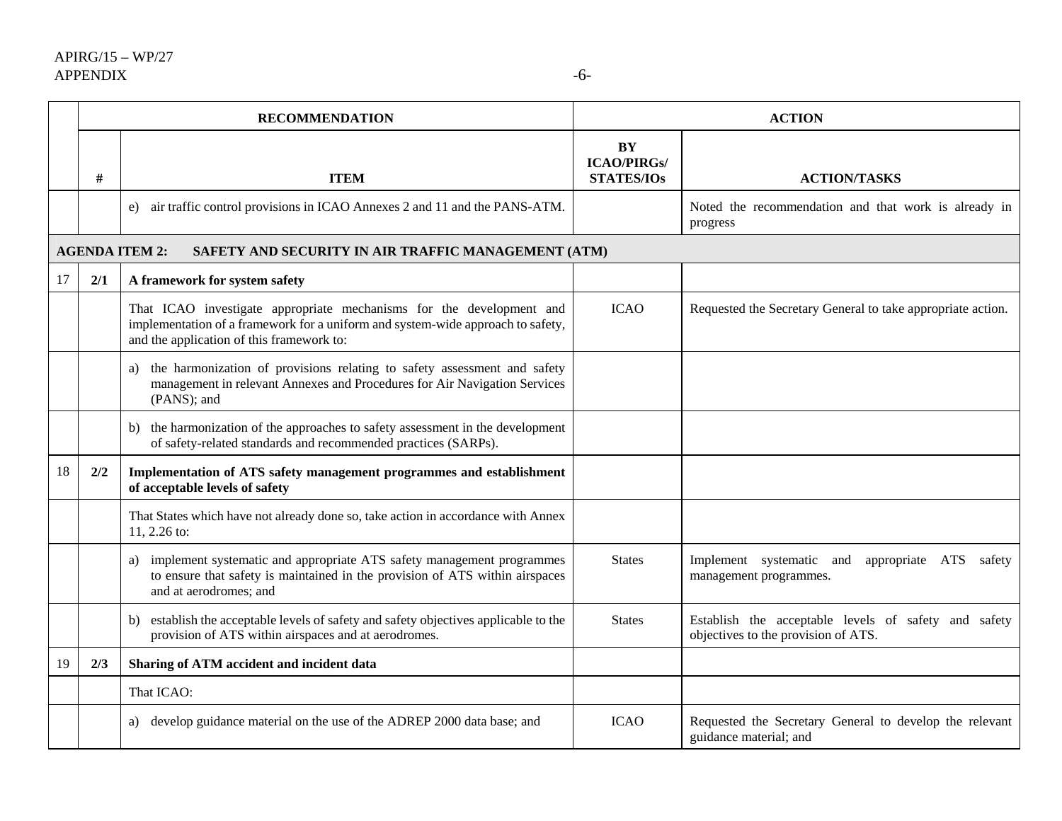| | RECOMMENDATION | | ACTION | |
|---|---|---|---|---|
| | **#** | **ITEM** | **BY ICAO/PIRGs/ STATES/IOs** | **ACTION/TASKS** |
| | | e) air traffic control provisions in ICAO Annexes 2 and 11 and the PANS-ATM. | | Noted the recommendation and that work is already in progress |
| **AGENDA ITEM 2: SAFETY AND SECURITY IN AIR TRAFFIC MANAGEMENT (ATM)** | | | | |
| 17 | **2/1** | **A framework for system safety** | | |
| | | That ICAO investigate appropriate mechanisms for the development and implementation of a framework for a uniform and system-wide approach to safety, and the application of this framework to: | ICAO | Requested the Secretary General to take appropriate action. |
| | | a) the harmonization of provisions relating to safety assessment and safety management in relevant Annexes and Procedures for Air Navigation Services (PANS); and | | |
| | | b) the harmonization of the approaches to safety assessment in the development of safety-related standards and recommended practices (SARPs). | | |
| 18 | **2/2** | **Implementation of ATS safety management programmes and establishment of acceptable levels of safety** | | |
| | | That States which have not already done so, take action in accordance with Annex 11, 2.26 to: | | |
| | | a) implement systematic and appropriate ATS safety management programmes to ensure that safety is maintained in the provision of ATS within airspaces and at aerodromes; and | States | Implement systematic and appropriate ATS safety management programmes. |
| | | b) establish the acceptable levels of safety and safety objectives applicable to the provision of ATS within airspaces and at aerodromes. | States | Establish the acceptable levels of safety and safety objectives to the provision of ATS. |
| 19 | **2/3** | **Sharing of ATM accident and incident data** | | |
| | | That ICAO: | | |
| | | a) develop guidance material on the use of the ADREP 2000 data base; and | ICAO | Requested the Secretary General to develop the relevant guidance material; and |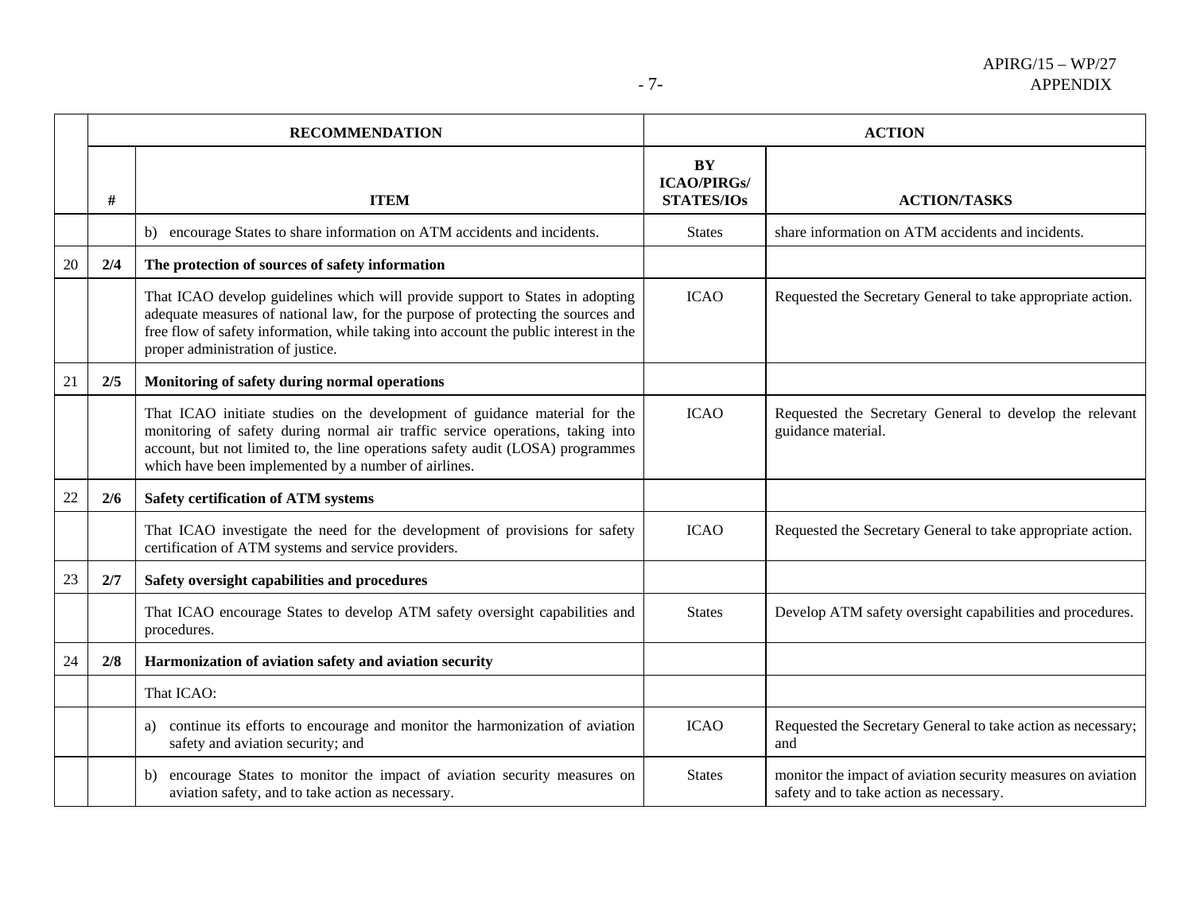| | RECOMMENDATION | | ACTION | |
|---|---|---|---|---|
| | **#** | **ITEM** | **BY ICAO/PIRGs/ STATES/IOs** | **ACTION/TASKS** |
| | | b) encourage States to share information on ATM accidents and incidents. | States | share information on ATM accidents and incidents. |
| 20 | **2/4** | **The protection of sources of safety information** | | |
| | | That ICAO develop guidelines which will provide support to States in adopting adequate measures of national law, for the purpose of protecting the sources and free flow of safety information, while taking into account the public interest in the proper administration of justice. | ICAO | Requested the Secretary General to take appropriate action. |
| 21 | **2/5** | **Monitoring of safety during normal operations** | | |
| | | That ICAO initiate studies on the development of guidance material for the monitoring of safety during normal air traffic service operations, taking into account, but not limited to, the line operations safety audit (LOSA) programmes which have been implemented by a number of airlines. | ICAO | Requested the Secretary General to develop the relevant guidance material. |
| 22 | **2/6** | **Safety certification of ATM systems** | | |
| | | That ICAO investigate the need for the development of provisions for safety certification of ATM systems and service providers. | ICAO | Requested the Secretary General to take appropriate action. |
| 23 | **2/7** | **Safety oversight capabilities and procedures** | | |
| | | That ICAO encourage States to develop ATM safety oversight capabilities and procedures. | States | Develop ATM safety oversight capabilities and procedures. |
| 24 | **2/8** | **Harmonization of aviation safety and aviation security** | | |
| | | That ICAO: | | |
| | | a) continue its efforts to encourage and monitor the harmonization of aviation safety and aviation security; and | ICAO | Requested the Secretary General to take action as necessary; and |
| | | b) encourage States to monitor the impact of aviation security measures on aviation safety, and to take action as necessary. | States | monitor the impact of aviation security measures on aviation safety and to take action as necessary. |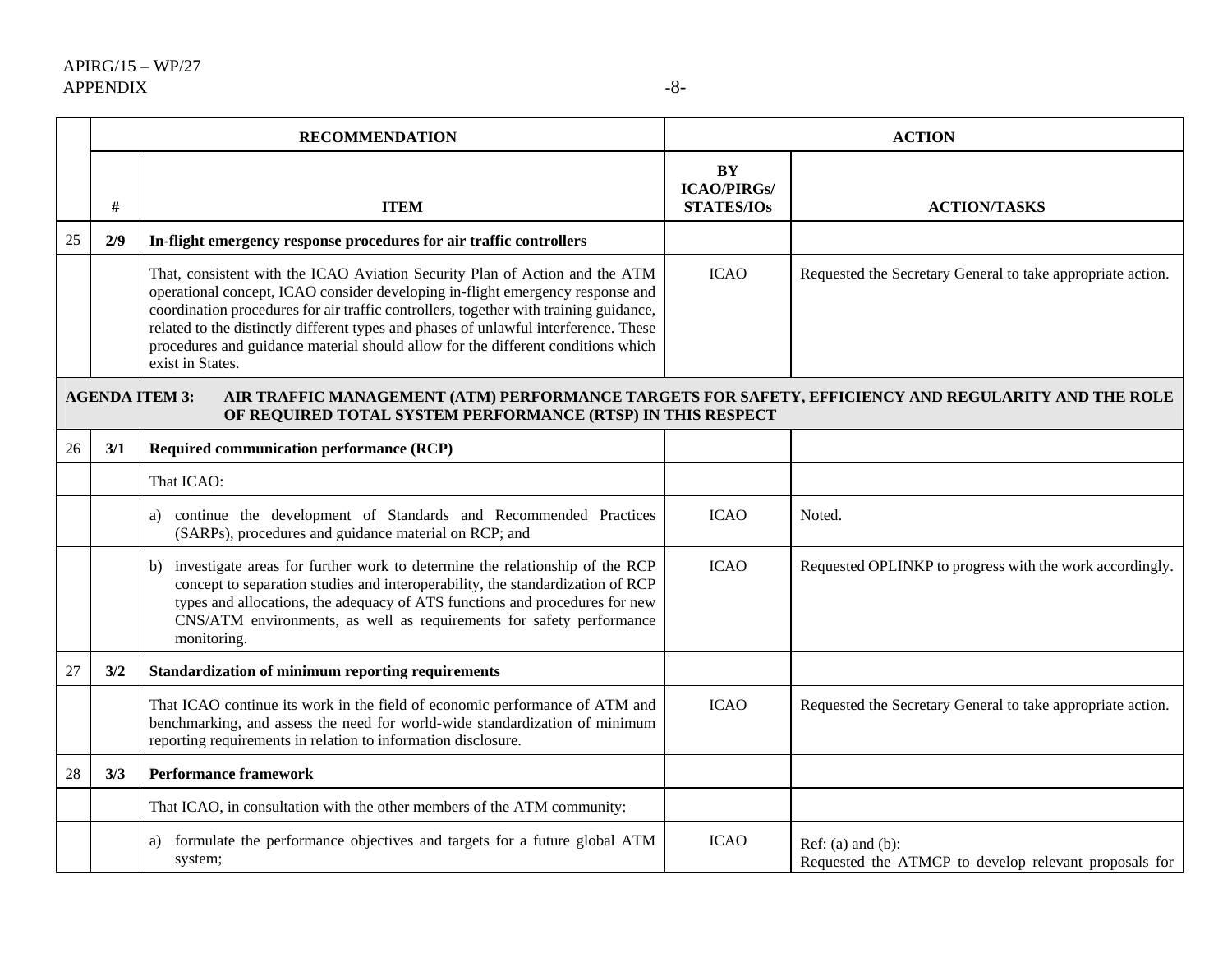| | RECOMMENDATION | | ACTION | |
|---|---|---|---|---|
| | **#** | **ITEM** | **BY ICAO/PIRGs/ STATES/IOs** | **ACTION/TASKS** |
| 25 | **2/9** | **In-flight emergency response procedures for air traffic controllers** | | |
| | | That, consistent with the ICAO Aviation Security Plan of Action and the ATM operational concept, ICAO consider developing in-flight emergency response and coordination procedures for air traffic controllers, together with training guidance, related to the distinctly different types and phases of unlawful interference. These procedures and guidance material should allow for the different conditions which exist in States. | ICAO | Requested the Secretary General to take appropriate action. |
| **AGENDA ITEM 3:** | | **AIR TRAFFIC MANAGEMENT (ATM) PERFORMANCE TARGETS FOR SAFETY, EFFICIENCY AND REGULARITY AND THE ROLE OF REQUIRED TOTAL SYSTEM PERFORMANCE (RTSP) IN THIS RESPECT** | | |
| 26 | **3/1** | **Required communication performance (RCP)** | | |
| | | That ICAO: | | |
| | | a) continue the development of Standards and Recommended Practices (SARPs), procedures and guidance material on RCP; and | ICAO | Noted. |
| | | b) investigate areas for further work to determine the relationship of the RCP concept to separation studies and interoperability, the standardization of RCP types and allocations, the adequacy of ATS functions and procedures for new CNS/ATM environments, as well as requirements for safety performance monitoring. | ICAO | Requested OPLINKP to progress with the work accordingly. |
| 27 | **3/2** | **Standardization of minimum reporting requirements** | | |
| | | That ICAO continue its work in the field of economic performance of ATM and benchmarking, and assess the need for world-wide standardization of minimum reporting requirements in relation to information disclosure. | ICAO | Requested the Secretary General to take appropriate action. |
| 28 | **3/3** | **Performance framework** | | |
| | | That ICAO, in consultation with the other members of the ATM community: | | |
| | | a) formulate the performance objectives and targets for a future global ATM system; | ICAO | Ref: (a) and (b): Requested the ATMCP to develop relevant proposals for |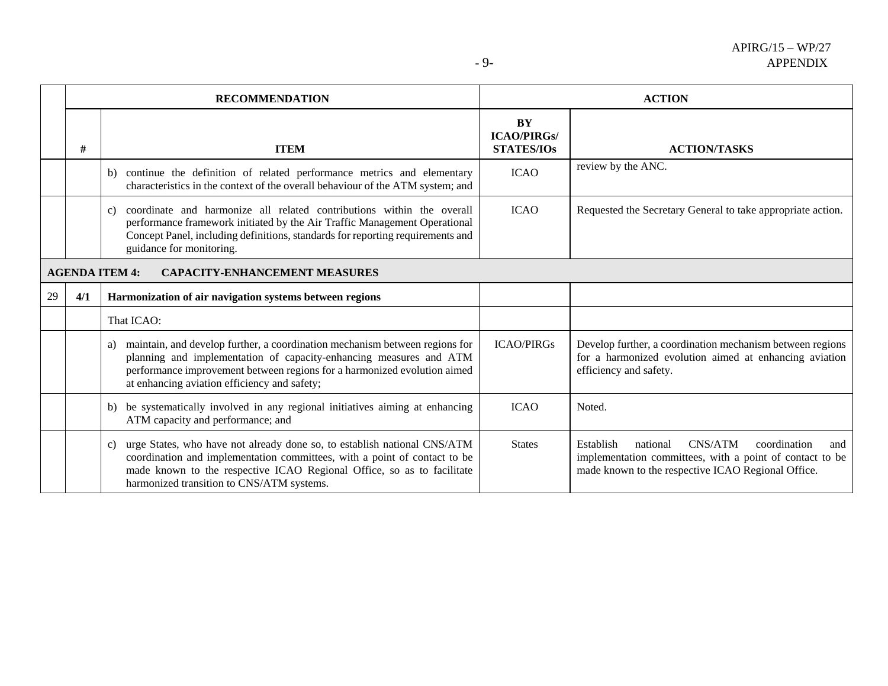| | RECOMMENDATION | | ACTION | |
|---|---|---|---|---|
| | **#** | **ITEM** | **BY ICAO/PIRGs/ STATES/IOs** | **ACTION/TASKS** |
| | | b) continue the definition of related performance metrics and elementary characteristics in the context of the overall behaviour of the ATM system; and | ICAO | review by the ANC. |
| | | c) coordinate and harmonize all related contributions within the overall performance framework initiated by the Air Traffic Management Operational Concept Panel, including definitions, standards for reporting requirements and guidance for monitoring. | ICAO | Requested the Secretary General to take appropriate action. |
| **AGENDA ITEM 4: CAPACITY-ENHANCEMENT MEASURES** | | | | |
| 29 | **4/1** | **Harmonization of air navigation systems between regions** | | |
| | | That ICAO: | | |
| | | a) maintain, and develop further, a coordination mechanism between regions for planning and implementation of capacity-enhancing measures and ATM performance improvement between regions for a harmonized evolution aimed at enhancing aviation efficiency and safety; | ICAO/PIRGs | Develop further, a coordination mechanism between regions for a harmonized evolution aimed at enhancing aviation efficiency and safety. |
| | | b) be systematically involved in any regional initiatives aiming at enhancing ATM capacity and performance; and | ICAO | Noted. |
| | | c) urge States, who have not already done so, to establish national CNS/ATM coordination and implementation committees, with a point of contact to be made known to the respective ICAO Regional Office, so as to facilitate harmonized transition to CNS/ATM systems. | States | Establish national CNS/ATM coordination and implementation committees, with a point of contact to be made known to the respective ICAO Regional Office. |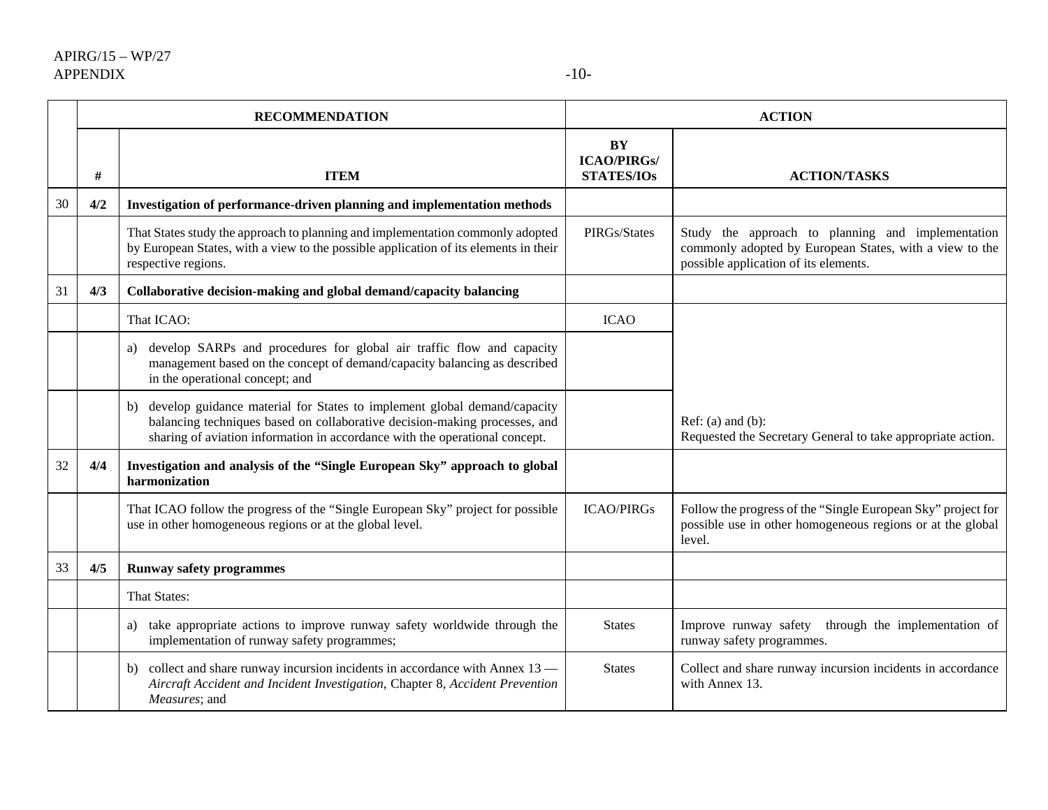| | RECOMMENDATION | | ACTION | |
|---|---|---|---|---|
| | # | ITEM | BY ICAO/PIRGs/ STATES/IOs | ACTION/TASKS |
| 30 | **4/2** | **Investigation of performance-driven planning and implementation methods** | | |
| | | That States study the approach to planning and implementation commonly adopted by European States, with a view to the possible application of its elements in their respective regions. | PIRGs/States | Study the approach to planning and implementation commonly adopted by European States, with a view to the possible application of its elements. |
| 31 | **4/3** | **Collaborative decision-making and global demand/capacity balancing** | | |
| | | That ICAO: | ICAO | |
| | | a) develop SARPs and procedures for global air traffic flow and capacity management based on the concept of demand/capacity balancing as described in the operational concept; and | | |
| | | b) develop guidance material for States to implement global demand/capacity balancing techniques based on collaborative decision-making processes, and sharing of aviation information in accordance with the operational concept. | | Ref: (a) and (b): Requested the Secretary General to take appropriate action. |
| 32 | **4/4** | **Investigation and analysis of the "Single European Sky" approach to global harmonization** | | |
| | | That ICAO follow the progress of the "Single European Sky" project for possible use in other homogeneous regions or at the global level. | ICAO/PIRGs | Follow the progress of the "Single European Sky" project for possible use in other homogeneous regions or at the global level. |
| 33 | **4/5** | **Runway safety programmes** | | |
| | | That States: | | |
| | | a) take appropriate actions to improve runway safety worldwide through the implementation of runway safety programmes; | States | Improve runway safety through the implementation of runway safety programmes. |
| | | b) collect and share runway incursion incidents in accordance with Annex 13 — *Aircraft Accident and Incident Investigation*, Chapter 8, *Accident Prevention Measures*; and | States | Collect and share runway incursion incidents in accordance with Annex 13. |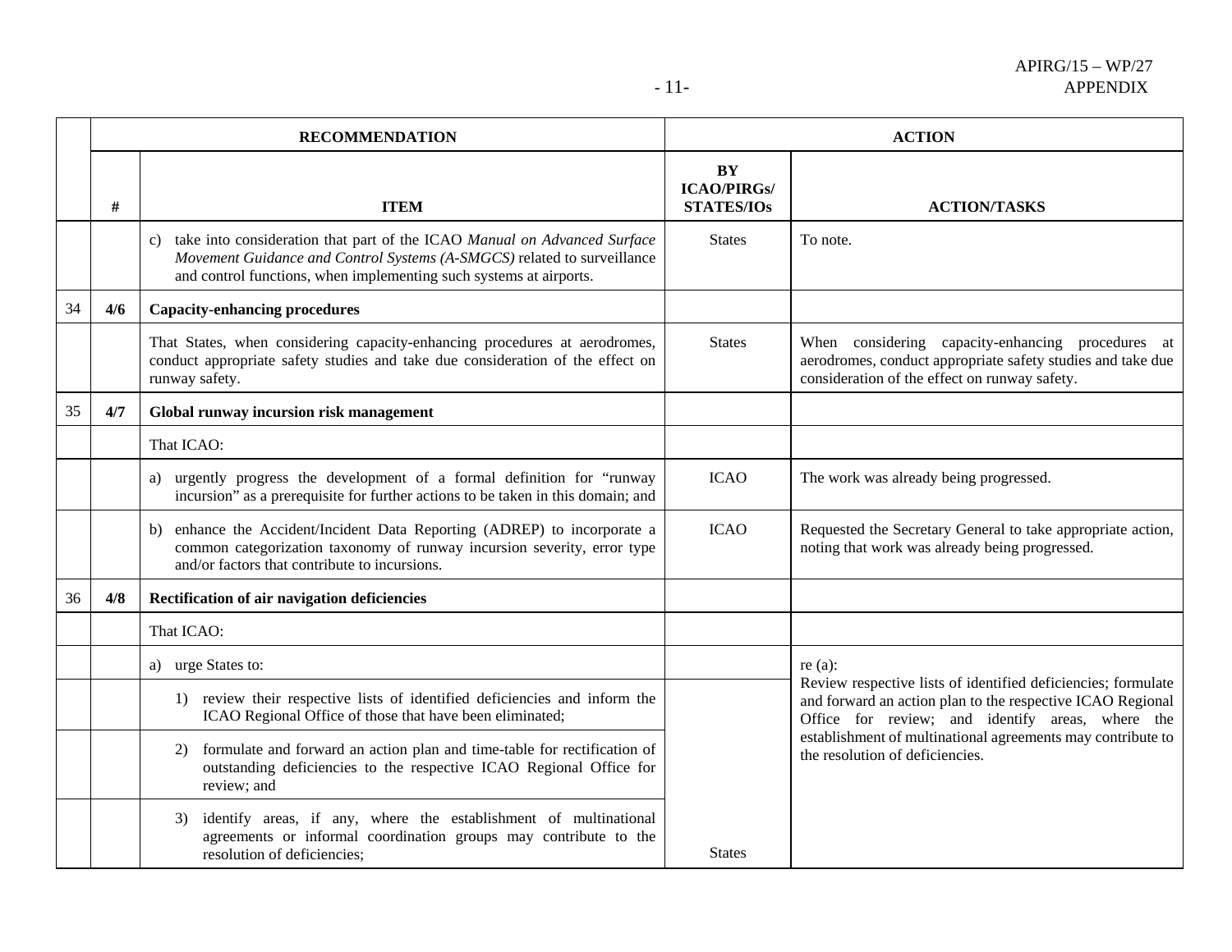| | RECOMMENDATION | | ACTION | |
|---|---|---|---|---|
| | # | ITEM | BY ICAO/PIRGs/ STATES/IOs | ACTION/TASKS |
| | | c) take into consideration that part of the ICAO *Manual on Advanced Surface Movement Guidance and Control Systems (A-SMGCS)* related to surveillance and control functions, when implementing such systems at airports. | States | To note. |
| 34 | **4/6** | **Capacity-enhancing procedures** | | |
| | | That States, when considering capacity-enhancing procedures at aerodromes, conduct appropriate safety studies and take due consideration of the effect on runway safety. | States | When considering capacity-enhancing procedures at aerodromes, conduct appropriate safety studies and take due consideration of the effect on runway safety. |
| 35 | **4/7** | **Global runway incursion risk management** | | |
| | | That ICAO: | | |
| | | a) urgently progress the development of a formal definition for "runway incursion" as a prerequisite for further actions to be taken in this domain; and | ICAO | The work was already being progressed. |
| | | b) enhance the Accident/Incident Data Reporting (ADREP) to incorporate a common categorization taxonomy of runway incursion severity, error type and/or factors that contribute to incursions. | ICAO | Requested the Secretary General to take appropriate action, noting that work was already being progressed. |
| 36 | **4/8** | **Rectification of air navigation deficiencies** | | |
| | | That ICAO: | | |
| | | a) urge States to: | | re (a): Review respective lists of identified deficiencies; formulate and forward an action plan to the respective ICAO Regional Office for review; and identify areas, where the establishment of multinational agreements may contribute to the resolution of deficiencies. |
| | | 1) review their respective lists of identified deficiencies and inform the ICAO Regional Office of those that have been eliminated; | | |
| | | 2) formulate and forward an action plan and time-table for rectification of outstanding deficiencies to the respective ICAO Regional Office for review; and | | |
| | | 3) identify areas, if any, where the establishment of multinational agreements or informal coordination groups may contribute to the resolution of deficiencies; | States | |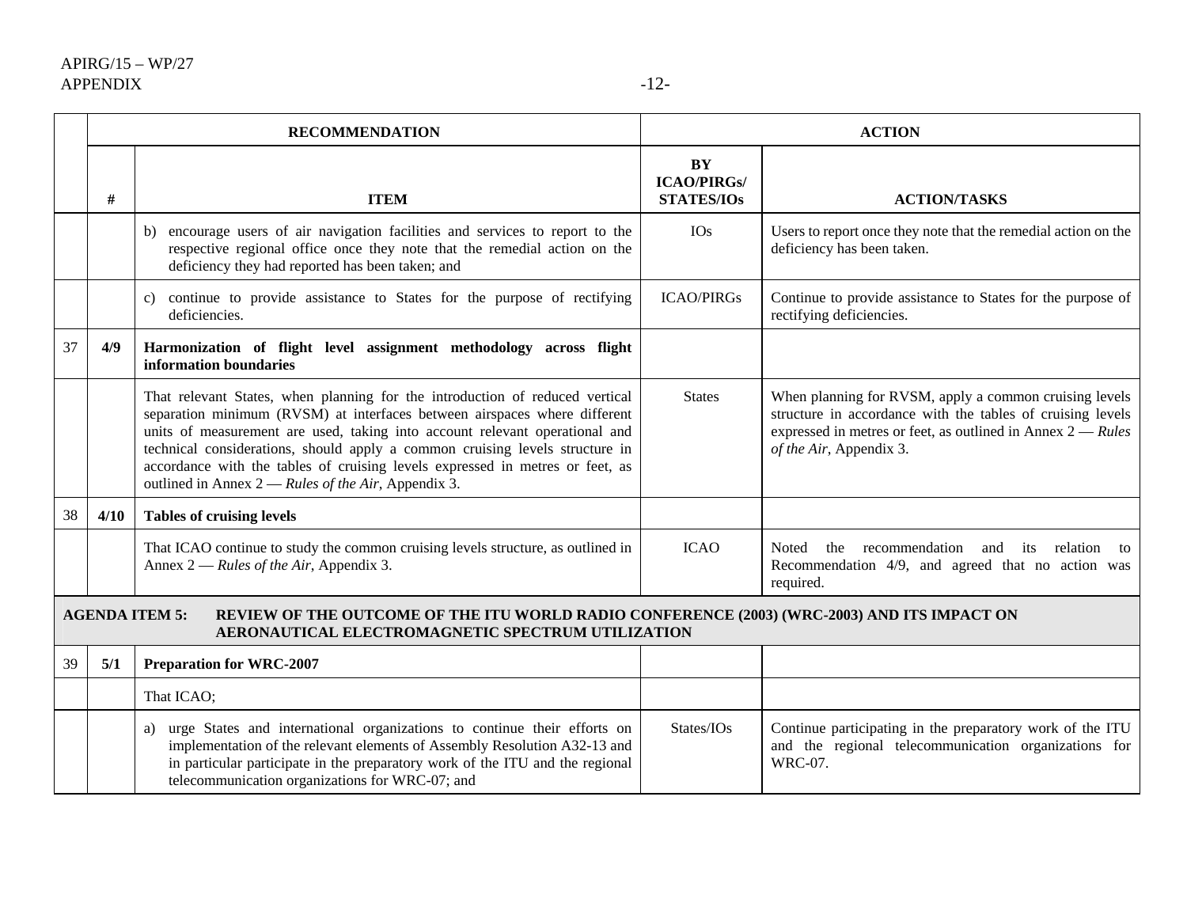| | RECOMMENDATION | | ACTION | |
|---|---|---|---|---|
| | **#** | **ITEM** | **BY ICAO/PIRGs/ STATES/IOs** | **ACTION/TASKS** |
| | | b) encourage users of air navigation facilities and services to report to the respective regional office once they note that the remedial action on the deficiency they had reported has been taken; and | IOs | Users to report once they note that the remedial action on the deficiency has been taken. |
| | | c) continue to provide assistance to States for the purpose of rectifying deficiencies. | ICAO/PIRGs | Continue to provide assistance to States for the purpose of rectifying deficiencies. |
| 37 | **4/9** | **Harmonization of flight level assignment methodology across flight information boundaries** | | |
| | | That relevant States, when planning for the introduction of reduced vertical separation minimum (RVSM) at interfaces between airspaces where different units of measurement are used, taking into account relevant operational and technical considerations, should apply a common cruising levels structure in accordance with the tables of cruising levels expressed in metres or feet, as outlined in Annex 2 — *Rules of the Air*, Appendix 3. | States | When planning for RVSM, apply a common cruising levels structure in accordance with the tables of cruising levels expressed in metres or feet, as outlined in Annex 2 — *Rules of the Air*, Appendix 3. |
| 38 | **4/10** | **Tables of cruising levels** | | |
| | | That ICAO continue to study the common cruising levels structure, as outlined in Annex 2 — *Rules of the Air*, Appendix 3. | ICAO | Noted the recommendation and its relation to Recommendation 4/9, and agreed that no action was required. |
| **AGENDA ITEM 5:** | | **REVIEW OF THE OUTCOME OF THE ITU WORLD RADIO CONFERENCE (2003) (WRC-2003) AND ITS IMPACT ON AERONAUTICAL ELECTROMAGNETIC SPECTRUM UTILIZATION** | | |
| 39 | **5/1** | **Preparation for WRC-2007** | | |
| | | That ICAO; | | |
| | | a) urge States and international organizations to continue their efforts on implementation of the relevant elements of Assembly Resolution A32-13 and in particular participate in the preparatory work of the ITU and the regional telecommunication organizations for WRC-07; and | States/IOs | Continue participating in the preparatory work of the ITU and the regional telecommunication organizations for WRC-07. |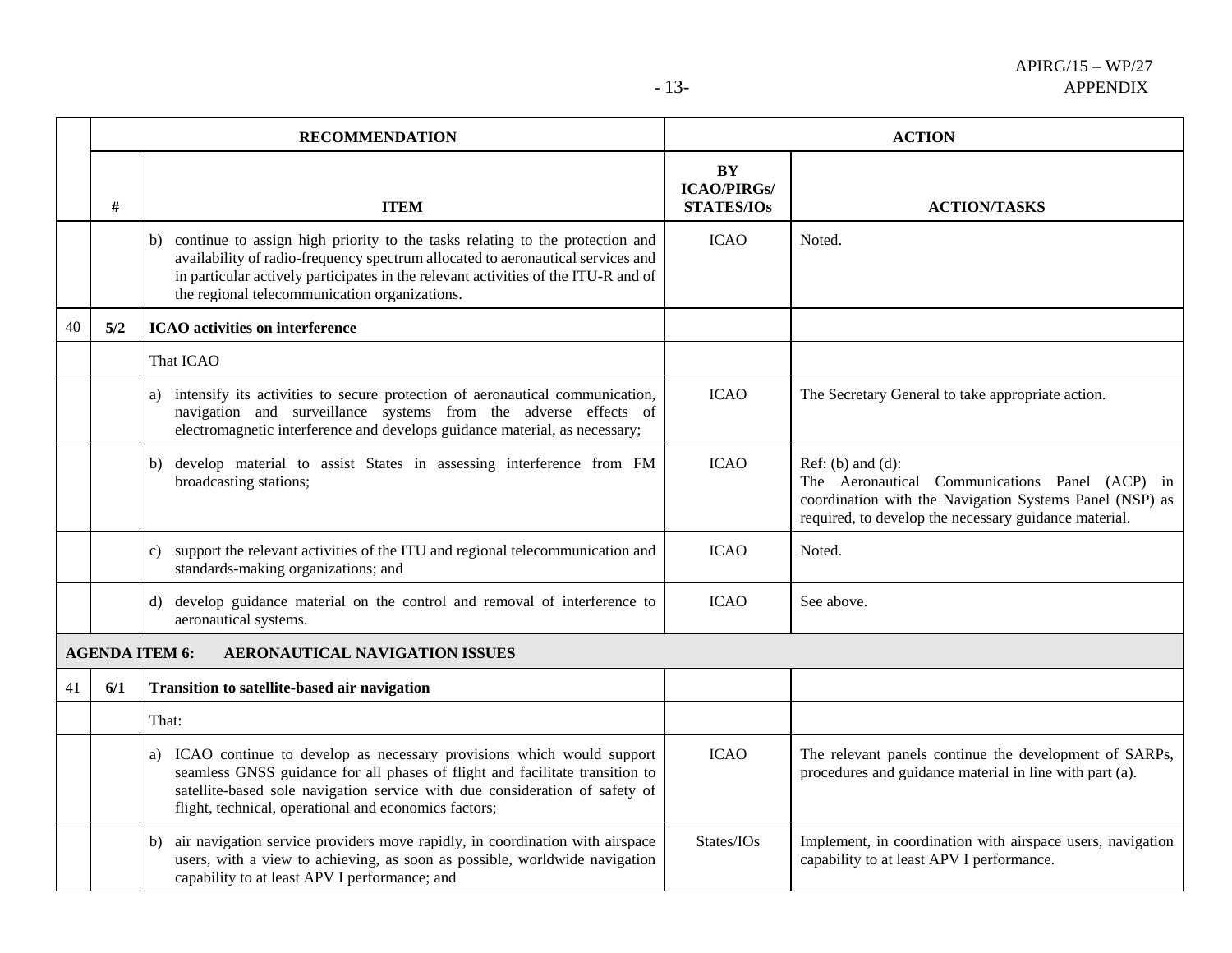| | RECOMMENDATION | | ACTION | |
|---|---|---|---|---|
| | # | ITEM | BY ICAO/PIRGs/ STATES/IOs | ACTION/TASKS |
| | | b) continue to assign high priority to the tasks relating to the protection and availability of radio-frequency spectrum allocated to aeronautical services and in particular actively participates in the relevant activities of the ITU-R and of the regional telecommunication organizations. | ICAO | Noted. |
| 40 | **5/2** | **ICAO activities on interference** | | |
| | | That ICAO | | |
| | | a) intensify its activities to secure protection of aeronautical communication, navigation and surveillance systems from the adverse effects of electromagnetic interference and develops guidance material, as necessary; | ICAO | The Secretary General to take appropriate action. |
| | | b) develop material to assist States in assessing interference from FM broadcasting stations; | ICAO | Ref: (b) and (d): The Aeronautical Communications Panel (ACP) in coordination with the Navigation Systems Panel (NSP) as required, to develop the necessary guidance material. |
| | | c) support the relevant activities of the ITU and regional telecommunication and standards-making organizations; and | ICAO | Noted. |
| | | d) develop guidance material on the control and removal of interference to aeronautical systems. | ICAO | See above. |
| **AGENDA ITEM 6: AERONAUTICAL NAVIGATION ISSUES** | | | | |
| 41 | **6/1** | **Transition to satellite-based air navigation** | | |
| | | That: | | |
| | | a) ICAO continue to develop as necessary provisions which would support seamless GNSS guidance for all phases of flight and facilitate transition to satellite-based sole navigation service with due consideration of safety of flight, technical, operational and economics factors; | ICAO | The relevant panels continue the development of SARPs, procedures and guidance material in line with part (a). |
| | | b) air navigation service providers move rapidly, in coordination with airspace users, with a view to achieving, as soon as possible, worldwide navigation capability to at least APV I performance; and | States/IOs | Implement, in coordination with airspace users, navigation capability to at least APV I performance. |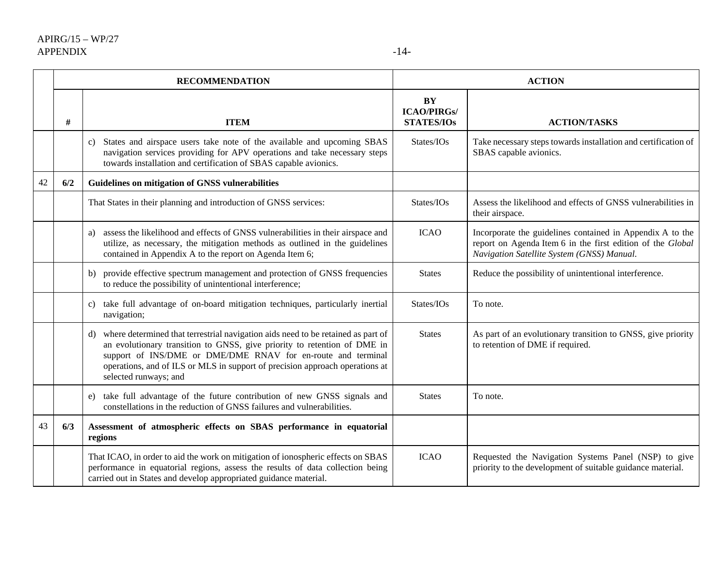| | RECOMMENDATION | | ACTION | |
|---|---|---|---|---|
| | **#** | **ITEM** | **BY ICAO/PIRGs/ STATES/IOs** | **ACTION/TASKS** |
| | | c) States and airspace users take note of the available and upcoming SBAS navigation services providing for APV operations and take necessary steps towards installation and certification of SBAS capable avionics. | States/IOs | Take necessary steps towards installation and certification of SBAS capable avionics. |
| 42 | **6/2** | **Guidelines on mitigation of GNSS vulnerabilities** | | |
| | | That States in their planning and introduction of GNSS services: | States/IOs | Assess the likelihood and effects of GNSS vulnerabilities in their airspace. |
| | | a) assess the likelihood and effects of GNSS vulnerabilities in their airspace and utilize, as necessary, the mitigation methods as outlined in the guidelines contained in Appendix A to the report on Agenda Item 6; | ICAO | Incorporate the guidelines contained in Appendix A to the report on Agenda Item 6 in the first edition of the *Global Navigation Satellite System (GNSS) Manual*. |
| | | b) provide effective spectrum management and protection of GNSS frequencies to reduce the possibility of unintentional interference; | States | Reduce the possibility of unintentional interference. |
| | | c) take full advantage of on-board mitigation techniques, particularly inertial navigation; | States/IOs | To note. |
| | | d) where determined that terrestrial navigation aids need to be retained as part of an evolutionary transition to GNSS, give priority to retention of DME in support of INS/DME or DME/DME RNAV for en-route and terminal operations, and of ILS or MLS in support of precision approach operations at selected runways; and | States | As part of an evolutionary transition to GNSS, give priority to retention of DME if required. |
| | | e) take full advantage of the future contribution of new GNSS signals and constellations in the reduction of GNSS failures and vulnerabilities. | States | To note. |
| 43 | **6/3** | **Assessment of atmospheric effects on SBAS performance in equatorial regions** | | |
| | | That ICAO, in order to aid the work on mitigation of ionospheric effects on SBAS performance in equatorial regions, assess the results of data collection being carried out in States and develop appropriated guidance material. | ICAO | Requested the Navigation Systems Panel (NSP) to give priority to the development of suitable guidance material. |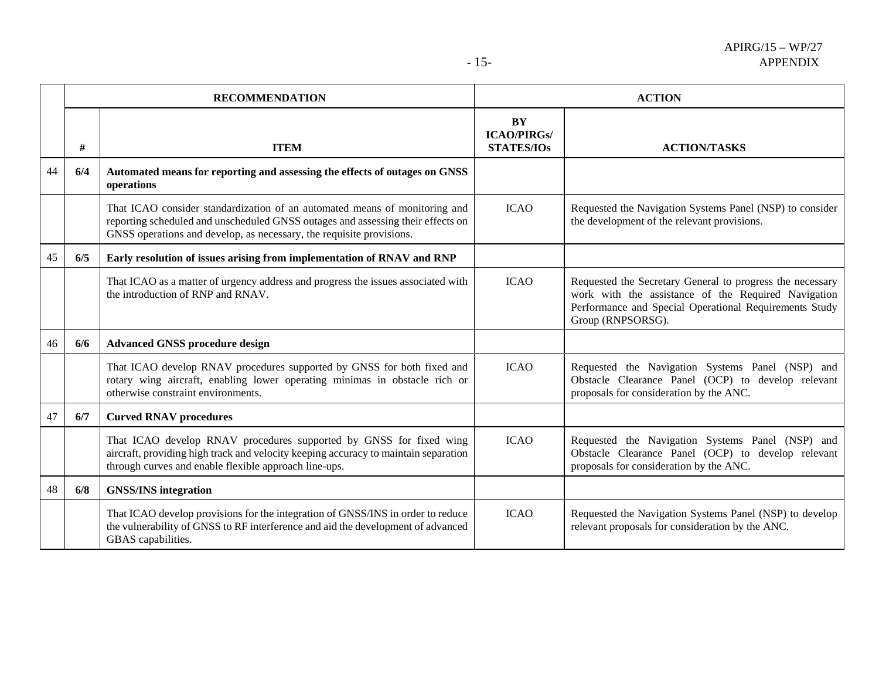| | RECOMMENDATION | | ACTION | |
|---|---|---|---|---|
| | **#** | **ITEM** | **BY ICAO/PIRGs/ STATES/IOs** | **ACTION/TASKS** |
| 44 | **6/4** | **Automated means for reporting and assessing the effects of outages on GNSS operations** | | |
| | | That ICAO consider standardization of an automated means of monitoring and reporting scheduled and unscheduled GNSS outages and assessing their effects on GNSS operations and develop, as necessary, the requisite provisions. | ICAO | Requested the Navigation Systems Panel (NSP) to consider the development of the relevant provisions. |
| 45 | **6/5** | **Early resolution of issues arising from implementation of RNAV and RNP** | | |
| | | That ICAO as a matter of urgency address and progress the issues associated with the introduction of RNP and RNAV. | ICAO | Requested the Secretary General to progress the necessary work with the assistance of the Required Navigation Performance and Special Operational Requirements Study Group (RNPSORSG). |
| 46 | **6/6** | **Advanced GNSS procedure design** | | |
| | | That ICAO develop RNAV procedures supported by GNSS for both fixed and rotary wing aircraft, enabling lower operating minimas in obstacle rich or otherwise constraint environments. | ICAO | Requested the Navigation Systems Panel (NSP) and Obstacle Clearance Panel (OCP) to develop relevant proposals for consideration by the ANC. |
| 47 | **6/7** | **Curved RNAV procedures** | | |
| | | That ICAO develop RNAV procedures supported by GNSS for fixed wing aircraft, providing high track and velocity keeping accuracy to maintain separation through curves and enable flexible approach line-ups. | ICAO | Requested the Navigation Systems Panel (NSP) and Obstacle Clearance Panel (OCP) to develop relevant proposals for consideration by the ANC. |
| 48 | **6/8** | **GNSS/INS integration** | | |
| | | That ICAO develop provisions for the integration of GNSS/INS in order to reduce the vulnerability of GNSS to RF interference and aid the development of advanced GBAS capabilities. | ICAO | Requested the Navigation Systems Panel (NSP) to develop relevant proposals for consideration by the ANC. |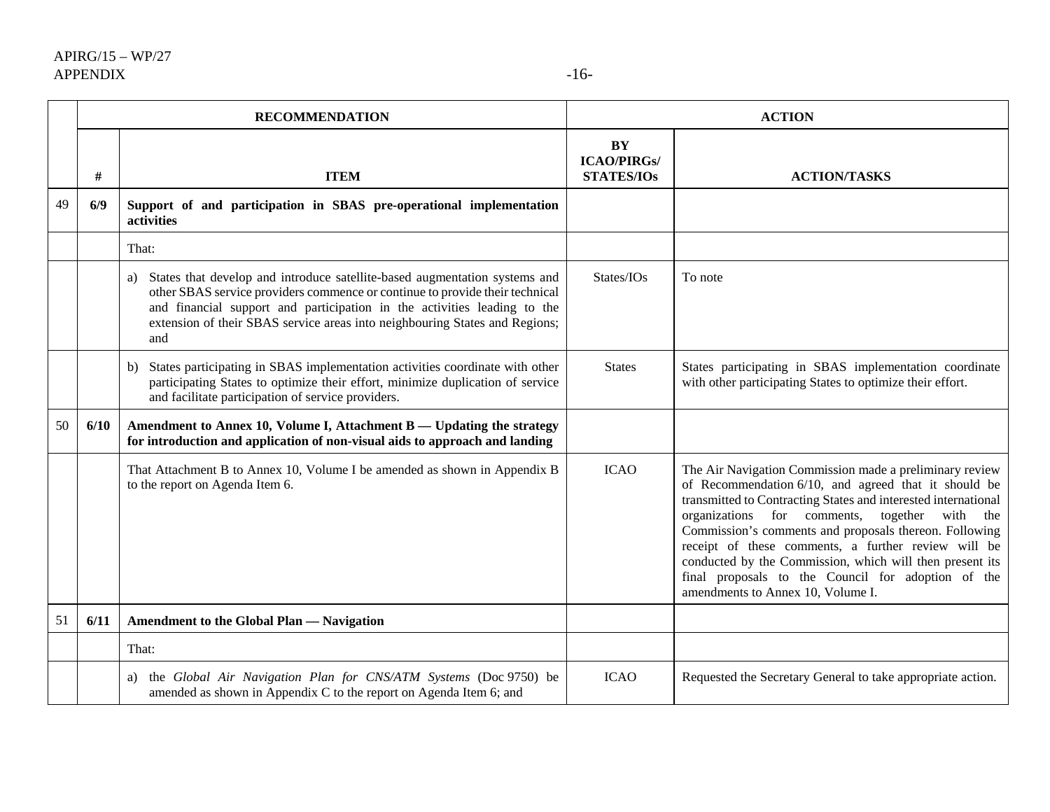| | RECOMMENDATION | | ACTION | |
|---|---|---|---|---|
| | **#** | **ITEM** | **BY ICAO/PIRGs/ STATES/IOs** | **ACTION/TASKS** |
| 49 | **6/9** | **Support of and participation in SBAS pre-operational implementation activities** | | |
| | | That: | | |
| | | a) States that develop and introduce satellite-based augmentation systems and other SBAS service providers commence or continue to provide their technical and financial support and participation in the activities leading to the extension of their SBAS service areas into neighbouring States and Regions; and | States/IOs | To note |
| | | b) States participating in SBAS implementation activities coordinate with other participating States to optimize their effort, minimize duplication of service and facilitate participation of service providers. | States | States participating in SBAS implementation coordinate with other participating States to optimize their effort. |
| 50 | **6/10** | **Amendment to Annex 10, Volume I, Attachment B — Updating the strategy for introduction and application of non-visual aids to approach and landing** | | |
| | | That Attachment B to Annex 10, Volume I be amended as shown in Appendix B to the report on Agenda Item 6. | ICAO | The Air Navigation Commission made a preliminary review of Recommendation 6/10, and agreed that it should be transmitted to Contracting States and interested international organizations for comments, together with the Commission's comments and proposals thereon. Following receipt of these comments, a further review will be conducted by the Commission, which will then present its final proposals to the Council for adoption of the amendments to Annex 10, Volume I. |
| 51 | **6/11** | **Amendment to the Global Plan — Navigation** | | |
| | | That: | | |
| | | a) the *Global Air Navigation Plan for CNS/ATM Systems* (Doc 9750) be amended as shown in Appendix C to the report on Agenda Item 6; and | ICAO | Requested the Secretary General to take appropriate action. |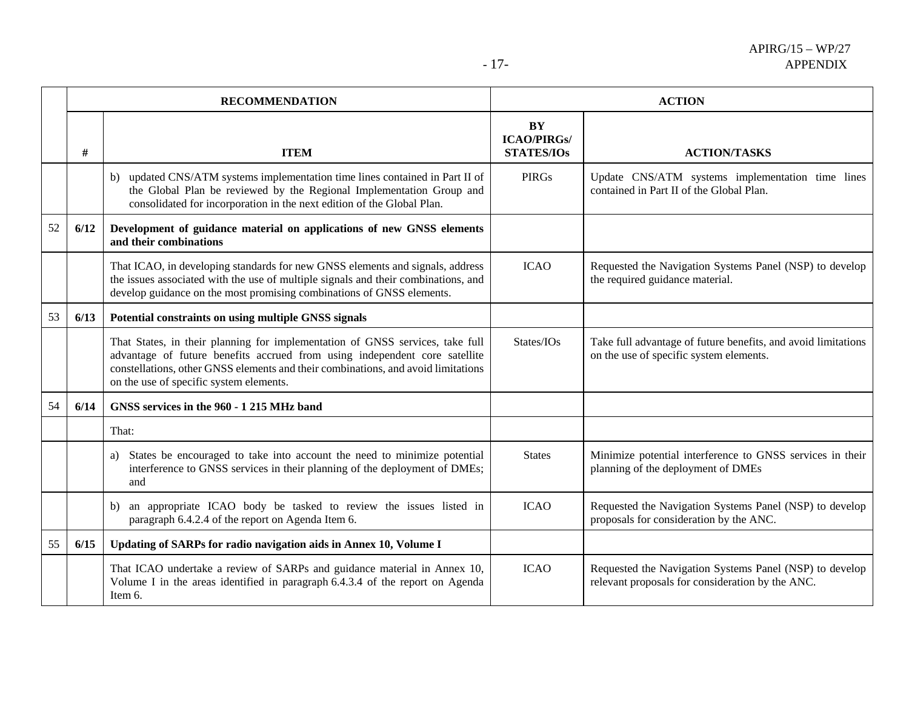| | RECOMMENDATION | | ACTION | |
|---|---|---|---|---|
| | **#** | **ITEM** | **BY ICAO/PIRGs/ STATES/IOs** | **ACTION/TASKS** |
| | | b) updated CNS/ATM systems implementation time lines contained in Part II of the Global Plan be reviewed by the Regional Implementation Group and consolidated for incorporation in the next edition of the Global Plan. | PIRGs | Update CNS/ATM systems implementation time lines contained in Part II of the Global Plan. |
| 52 | **6/12** | **Development of guidance material on applications of new GNSS elements and their combinations** | | |
| | | That ICAO, in developing standards for new GNSS elements and signals, address the issues associated with the use of multiple signals and their combinations, and develop guidance on the most promising combinations of GNSS elements. | ICAO | Requested the Navigation Systems Panel (NSP) to develop the required guidance material. |
| 53 | **6/13** | **Potential constraints on using multiple GNSS signals** | | |
| | | That States, in their planning for implementation of GNSS services, take full advantage of future benefits accrued from using independent core satellite constellations, other GNSS elements and their combinations, and avoid limitations on the use of specific system elements. | States/IOs | Take full advantage of future benefits, and avoid limitations on the use of specific system elements. |
| 54 | **6/14** | **GNSS services in the 960 - 1 215 MHz band** | | |
| | | That: | | |
| | | a) States be encouraged to take into account the need to minimize potential interference to GNSS services in their planning of the deployment of DMEs; and | States | Minimize potential interference to GNSS services in their planning of the deployment of DMEs |
| | | b) an appropriate ICAO body be tasked to review the issues listed in paragraph 6.4.2.4 of the report on Agenda Item 6. | ICAO | Requested the Navigation Systems Panel (NSP) to develop proposals for consideration by the ANC. |
| 55 | **6/15** | **Updating of SARPs for radio navigation aids in Annex 10, Volume I** | | |
| | | That ICAO undertake a review of SARPs and guidance material in Annex 10, Volume I in the areas identified in paragraph 6.4.3.4 of the report on Agenda Item 6. | ICAO | Requested the Navigation Systems Panel (NSP) to develop relevant proposals for consideration by the ANC. |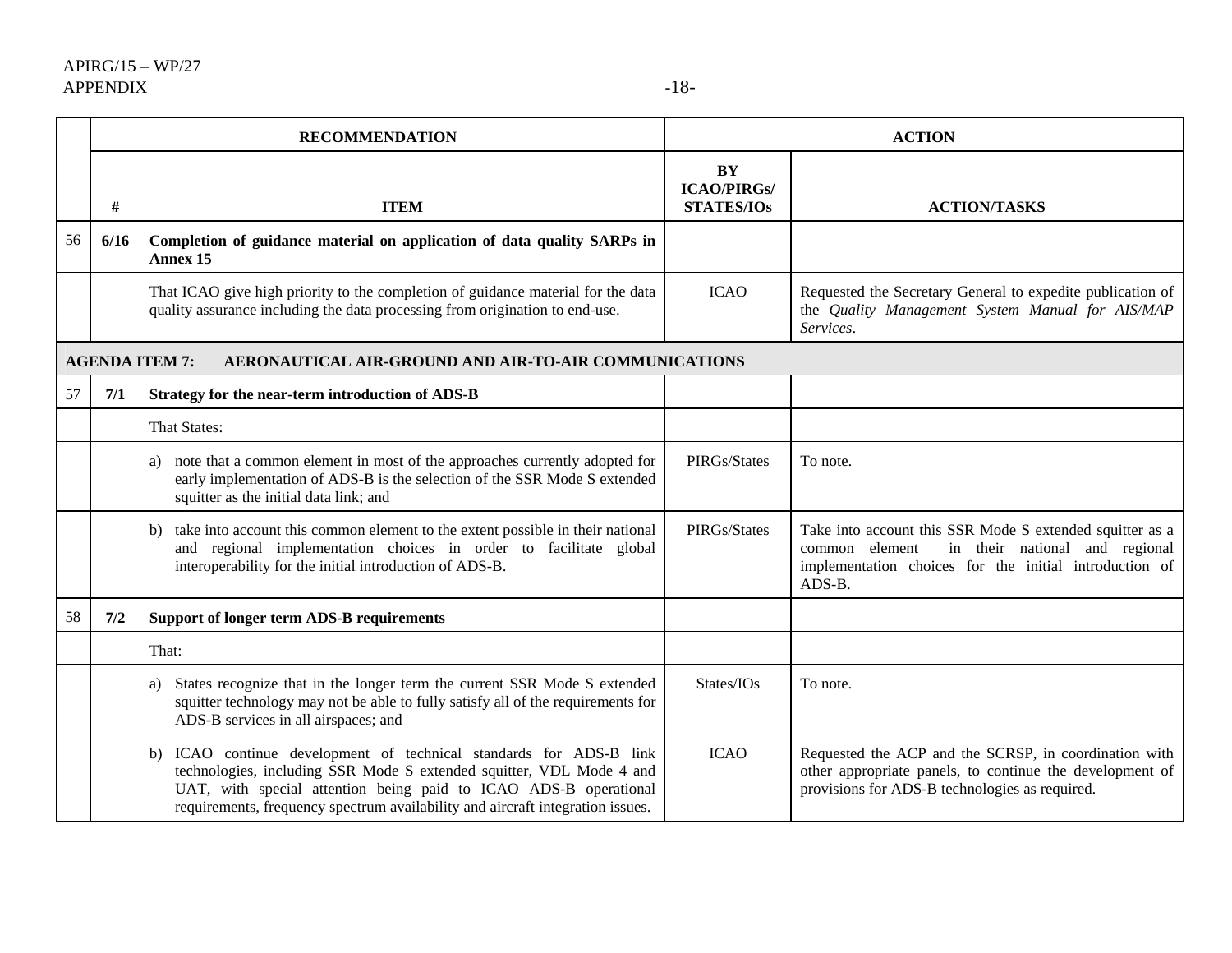| | RECOMMENDATION | | ACTION | |
|---|---|---|---|---|
| | # | ITEM | BY ICAO/PIRGs/ STATES/IOs | ACTION/TASKS |
| 56 | **6/16** | **Completion of guidance material on application of data quality SARPs in Annex 15** | | |
| | | That ICAO give high priority to the completion of guidance material for the data quality assurance including the data processing from origination to end-use. | ICAO | Requested the Secretary General to expedite publication of the *Quality Management System Manual for AIS/MAP Services*. |
| **AGENDA ITEM 7: AERONAUTICAL AIR-GROUND AND AIR-TO-AIR COMMUNICATIONS** | | | | |
| 57 | **7/1** | **Strategy for the near-term introduction of ADS-B** | | |
| | | That States: | | |
| | | a) note that a common element in most of the approaches currently adopted for early implementation of ADS-B is the selection of the SSR Mode S extended squitter as the initial data link; and | PIRGs/States | To note. |
| | | b) take into account this common element to the extent possible in their national and regional implementation choices in order to facilitate global interoperability for the initial introduction of ADS-B. | PIRGs/States | Take into account this SSR Mode S extended squitter as a common element in their national and regional implementation choices for the initial introduction of ADS-B. |
| 58 | **7/2** | **Support of longer term ADS-B requirements** | | |
| | | That: | | |
| | | a) States recognize that in the longer term the current SSR Mode S extended squitter technology may not be able to fully satisfy all of the requirements for ADS-B services in all airspaces; and | States/IOs | To note. |
| | | b) ICAO continue development of technical standards for ADS-B link technologies, including SSR Mode S extended squitter, VDL Mode 4 and UAT, with special attention being paid to ICAO ADS-B operational requirements, frequency spectrum availability and aircraft integration issues. | ICAO | Requested the ACP and the SCRSP, in coordination with other appropriate panels, to continue the development of provisions for ADS-B technologies as required. |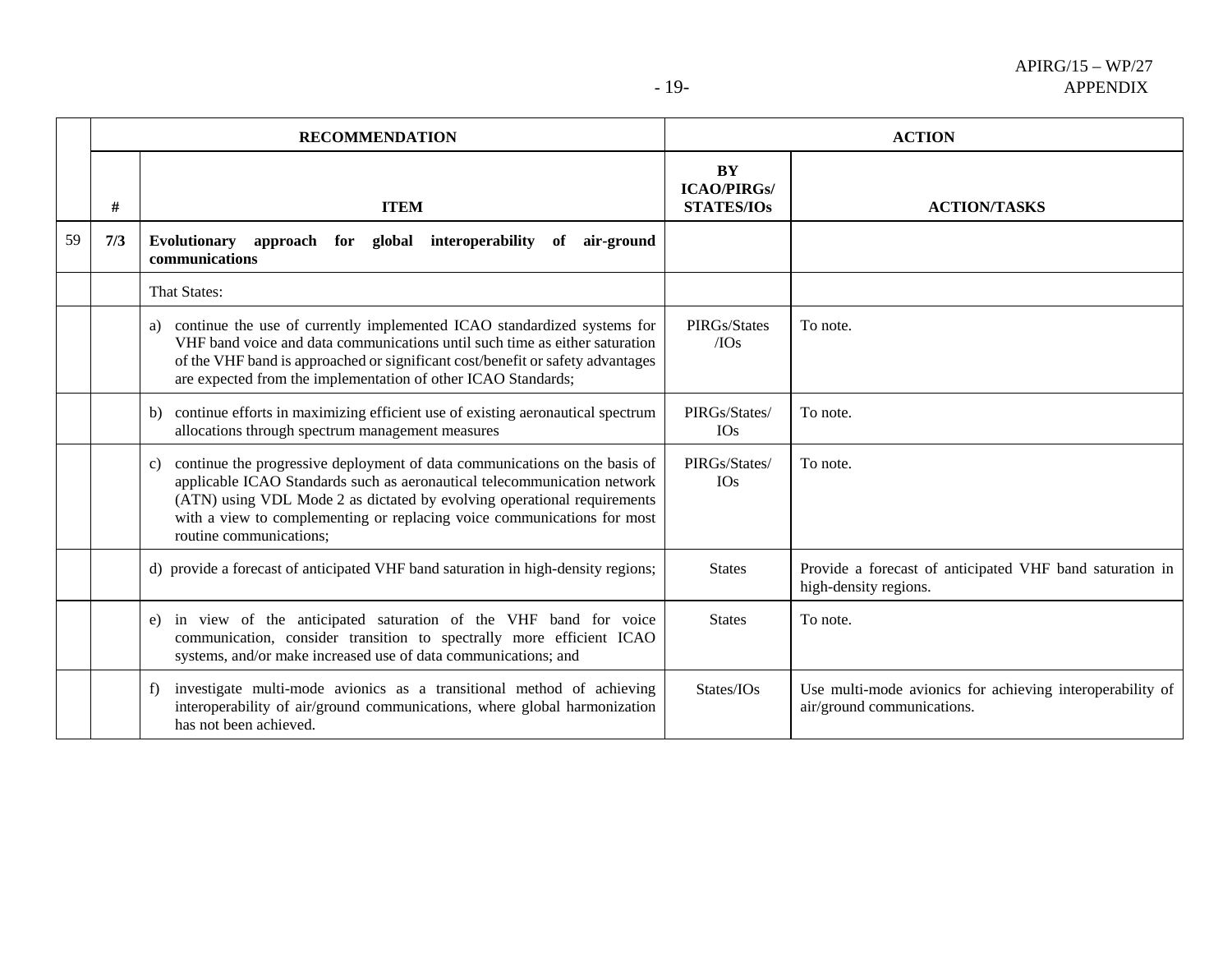| | RECOMMENDATION | | ACTION | |
|---|---|---|---|---|
| | # | ITEM | BY ICAO/PIRGs/ STATES/IOs | ACTION/TASKS |
| 59 | **7/3** | **Evolutionary approach for global interoperability of air-ground communications** | | |
| | | That States: | | |
| | | a) continue the use of currently implemented ICAO standardized systems for VHF band voice and data communications until such time as either saturation of the VHF band is approached or significant cost/benefit or safety advantages are expected from the implementation of other ICAO Standards; | PIRGs/States /IOs | To note. |
| | | b) continue efforts in maximizing efficient use of existing aeronautical spectrum allocations through spectrum management measures | PIRGs/States/ IOs | To note. |
| | | c) continue the progressive deployment of data communications on the basis of applicable ICAO Standards such as aeronautical telecommunication network (ATN) using VDL Mode 2 as dictated by evolving operational requirements with a view to complementing or replacing voice communications for most routine communications; | PIRGs/States/ IOs | To note. |
| | | d) provide a forecast of anticipated VHF band saturation in high-density regions; | States | Provide a forecast of anticipated VHF band saturation in high-density regions. |
| | | e) in view of the anticipated saturation of the VHF band for voice communication, consider transition to spectrally more efficient ICAO systems, and/or make increased use of data communications; and | States | To note. |
| | | f) investigate multi-mode avionics as a transitional method of achieving interoperability of air/ground communications, where global harmonization has not been achieved. | States/IOs | Use multi-mode avionics for achieving interoperability of air/ground communications. |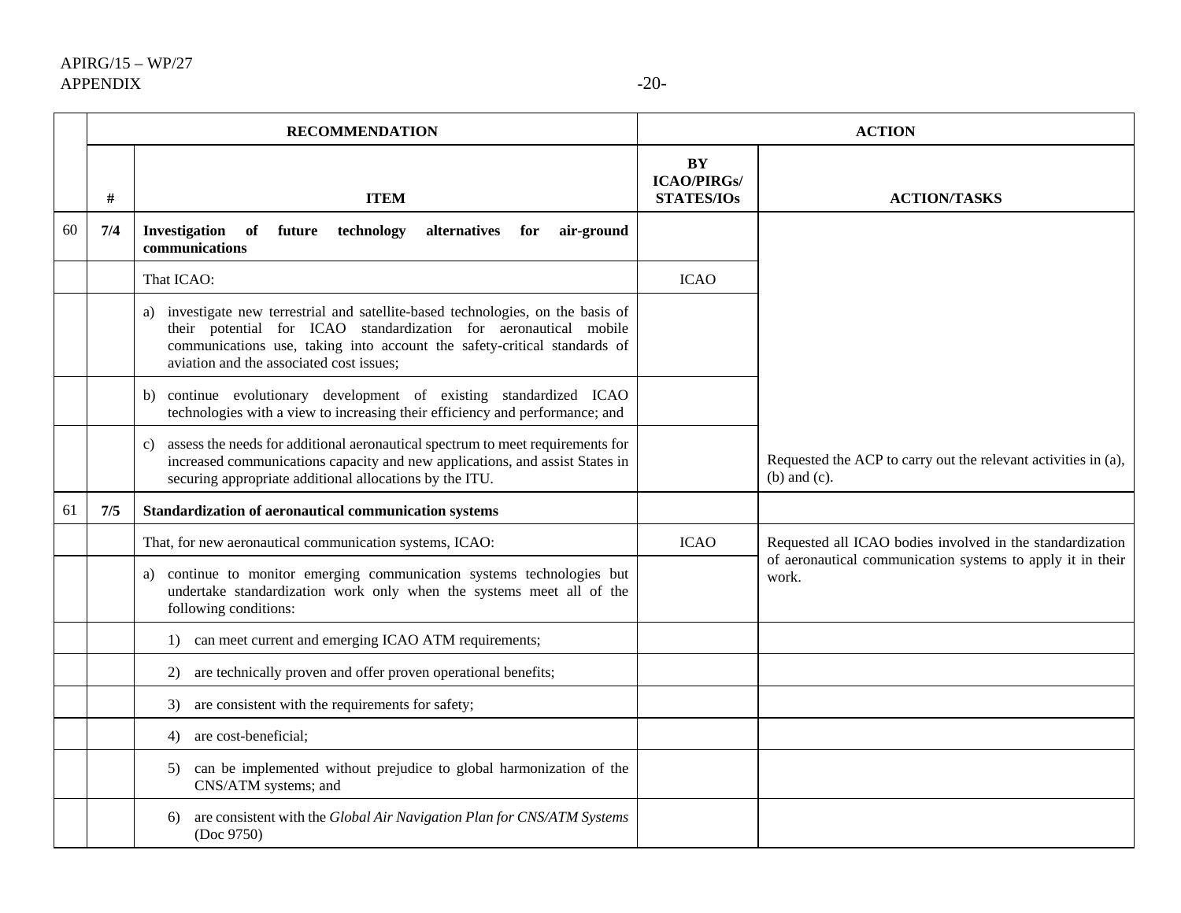| | RECOMMENDATION | | ACTION | |
|---|---|---|---|---|
| | # | ITEM | BY ICAO/PIRGs/ STATES/IOs | ACTION/TASKS |
| 60 | **7/4** | **Investigation of future technology alternatives for air-ground communications** | | |
| | | That ICAO: | ICAO | |
| | | a) investigate new terrestrial and satellite-based technologies, on the basis of their potential for ICAO standardization for aeronautical mobile communications use, taking into account the safety-critical standards of aviation and the associated cost issues; | | |
| | | b) continue evolutionary development of existing standardized ICAO technologies with a view to increasing their efficiency and performance; and | | |
| | | c) assess the needs for additional aeronautical spectrum to meet requirements for increased communications capacity and new applications, and assist States in securing appropriate additional allocations by the ITU. | | Requested the ACP to carry out the relevant activities in (a), (b) and (c). |
| 61 | **7/5** | **Standardization of aeronautical communication systems** | | |
| | | That, for new aeronautical communication systems, ICAO: | ICAO | Requested all ICAO bodies involved in the standardization of aeronautical communication systems to apply it in their work. |
| | | a) continue to monitor emerging communication systems technologies but undertake standardization work only when the systems meet all of the following conditions: | | |
| | | 1) can meet current and emerging ICAO ATM requirements; | | |
| | | 2) are technically proven and offer proven operational benefits; | | |
| | | 3) are consistent with the requirements for safety; | | |
| | | 4) are cost-beneficial; | | |
| | | 5) can be implemented without prejudice to global harmonization of the CNS/ATM systems; and | | |
| | | 6) are consistent with the *Global Air Navigation Plan for CNS/ATM Systems* (Doc 9750) | | |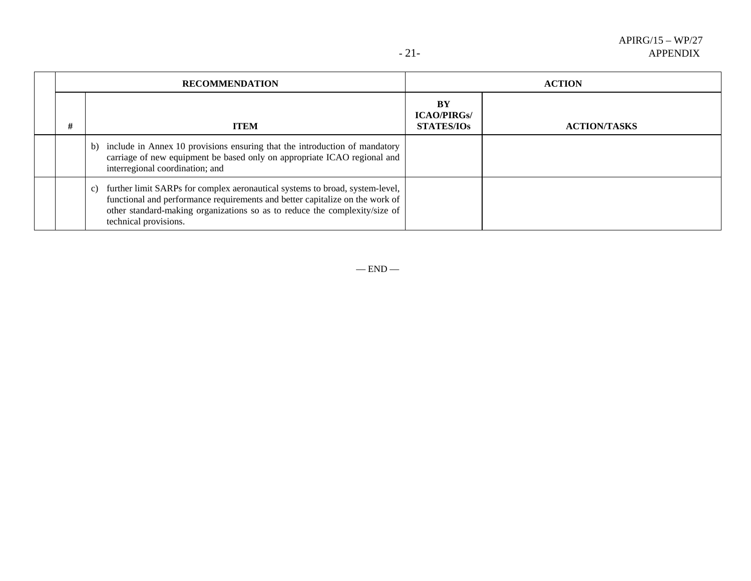| | RECOMMENDATION | | ACTION | |
|---|---|---|---|---|
| | **#** | **ITEM** | **BY ICAO/PIRGs/ STATES/IOs** | **ACTION/TASKS** |
| | | b) include in Annex 10 provisions ensuring that the introduction of mandatory carriage of new equipment be based only on appropriate ICAO regional and interregional coordination; and | | |
| | | c) further limit SARPs for complex aeronautical systems to broad, system-level, functional and performance requirements and better capitalize on the work of other standard-making organizations so as to reduce the complexity/size of technical provisions. | | |

— END —